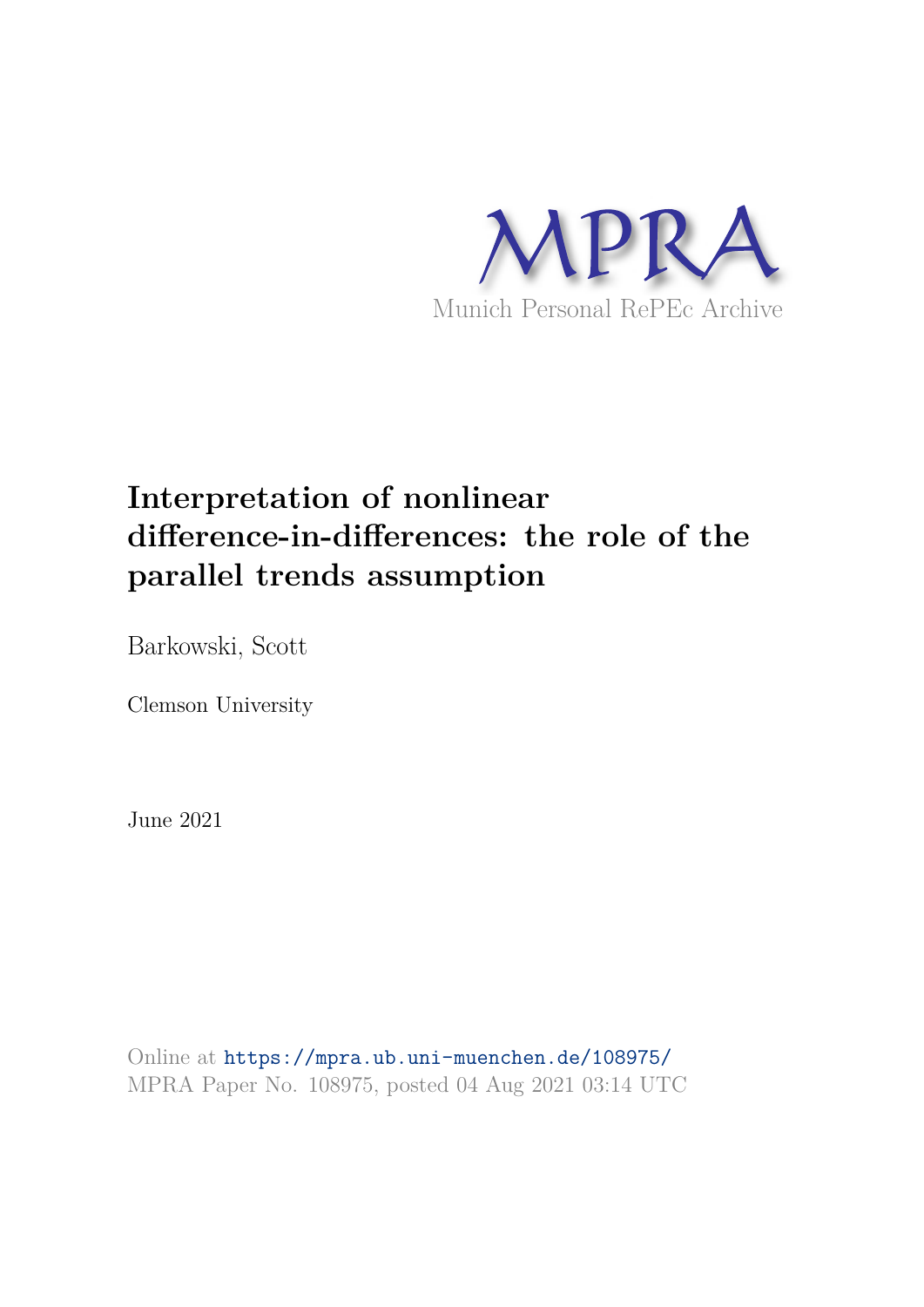MPRA

Munich Personal RePEc Archive

# Interpretation of nonlinear difference-in-differences: the role of the parallel trends assumption

Barkowski, Scott

Clemson University

June 2021

Online at https://mpra.ub.uni-muenchen.de/108975/
MPRA Paper No. 108975, posted 04 Aug 2021 03:14 UTC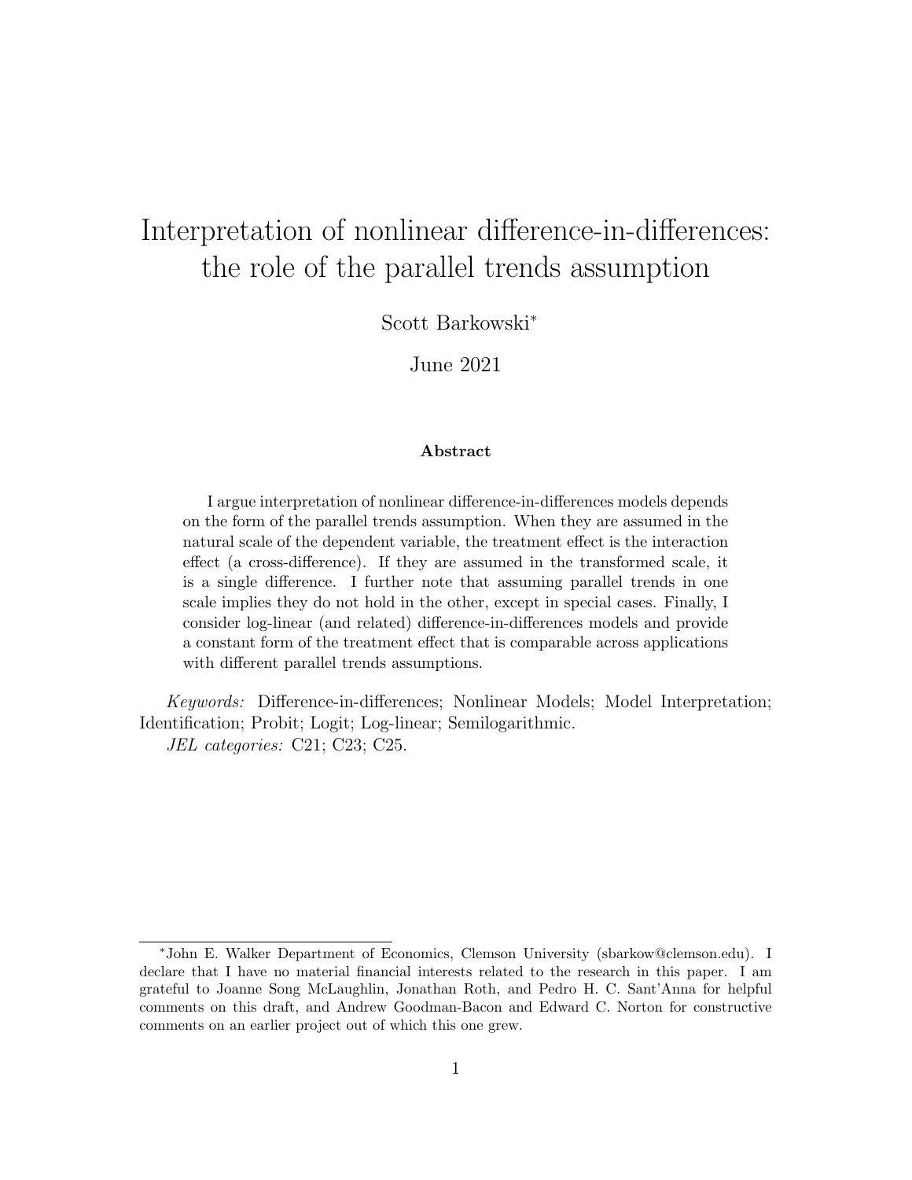# Interpretation of nonlinear difference-in-differences: the role of the parallel trends assumption

Scott Barkowski[*]

June 2021

### Abstract

I argue interpretation of nonlinear difference-in-differences models depends on the form of the parallel trends assumption. When they are assumed in the natural scale of the dependent variable, the treatment effect is the interaction effect (a cross-difference). If they are assumed in the transformed scale, it is a single difference. I further note that assuming parallel trends in one scale implies they do not hold in the other, except in special cases. Finally, I consider log-linear (and related) difference-in-differences models and provide a constant form of the treatment effect that is comparable across applications with different parallel trends assumptions.

*Keywords:* Difference-in-differences; Nonlinear Models; Model Interpretation; Identification; Probit; Logit; Log-linear; Semilogarithmic.

*JEL categories:* C21; C23; C25.

[*] John E. Walker Department of Economics, Clemson University (sbarkow@clemson.edu). I declare that I have no material financial interests related to the research in this paper. I am grateful to Joanne Song McLaughlin, Jonathan Roth, and Pedro H. C. Sant'Anna for helpful comments on this draft, and Andrew Goodman-Bacon and Edward C. Norton for constructive comments on an earlier project out of which this one grew.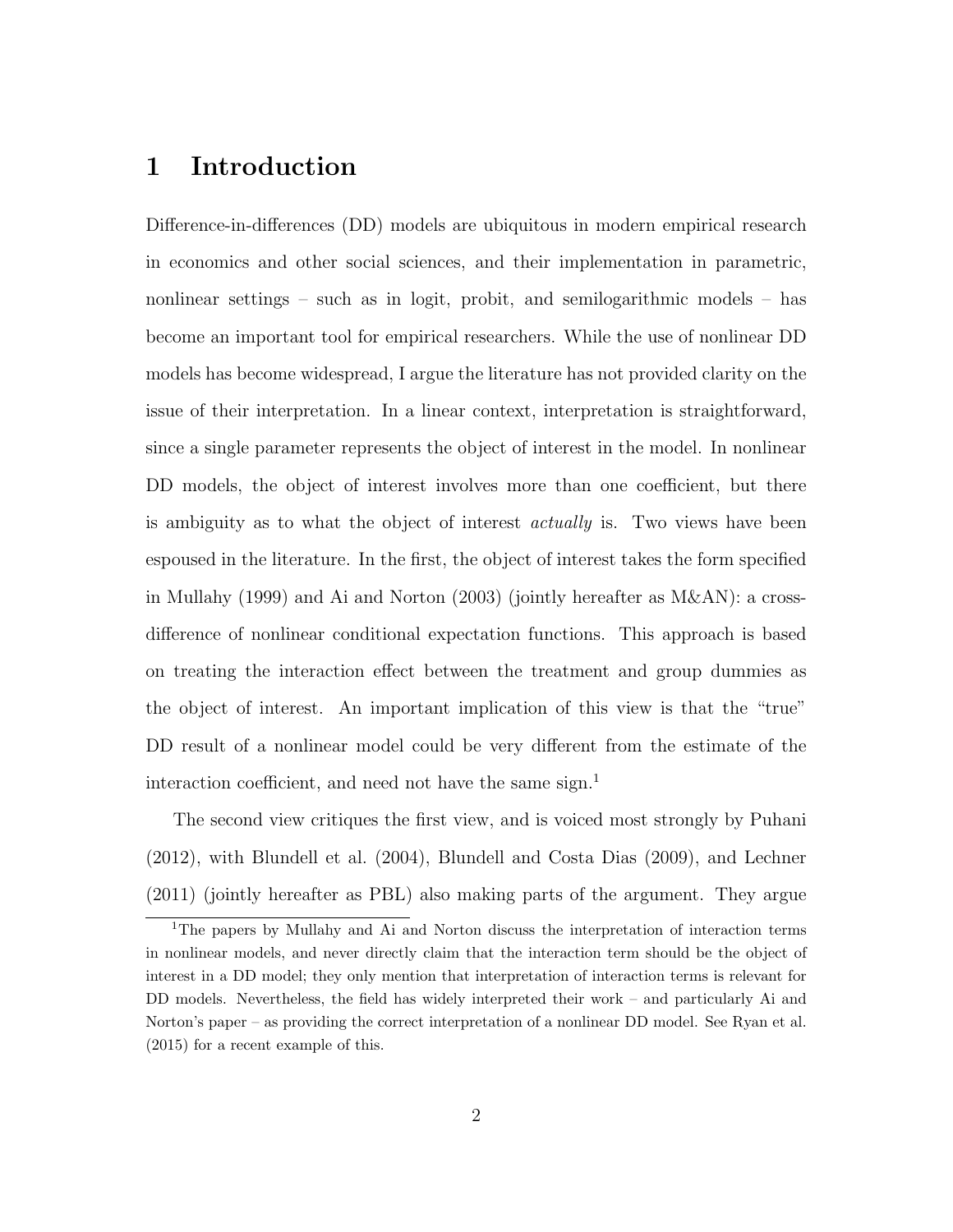# 1 Introduction

Difference-in-differences (DD) models are ubiquitous in modern empirical research in economics and other social sciences, and their implementation in parametric, nonlinear settings – such as in logit, probit, and semilogarithmic models – has become an important tool for empirical researchers. While the use of nonlinear DD models has become widespread, I argue the literature has not provided clarity on the issue of their interpretation. In a linear context, interpretation is straightforward, since a single parameter represents the object of interest in the model. In nonlinear DD models, the object of interest involves more than one coefficient, but there is ambiguity as to what the object of interest *actually* is. Two views have been espoused in the literature. In the first, the object of interest takes the form specified in Mullahy (1999) and Ai and Norton (2003) (jointly hereafter as M&AN): a cross-difference of nonlinear conditional expectation functions. This approach is based on treating the interaction effect between the treatment and group dummies as the object of interest. An important implication of this view is that the "true" DD result of a nonlinear model could be very different from the estimate of the interaction coefficient, and need not have the same sign.[1]

The second view critiques the first view, and is voiced most strongly by Puhani (2012), with Blundell et al. (2004), Blundell and Costa Dias (2009), and Lechner (2011) (jointly hereafter as PBL) also making parts of the argument. They argue

[1] The papers by Mullahy and Ai and Norton discuss the interpretation of interaction terms in nonlinear models, and never directly claim that the interaction term should be the object of interest in a DD model; they only mention that interpretation of interaction terms is relevant for DD models. Nevertheless, the field has widely interpreted their work – and particularly Ai and Norton's paper – as providing the correct interpretation of a nonlinear DD model. See Ryan et al. (2015) for a recent example of this.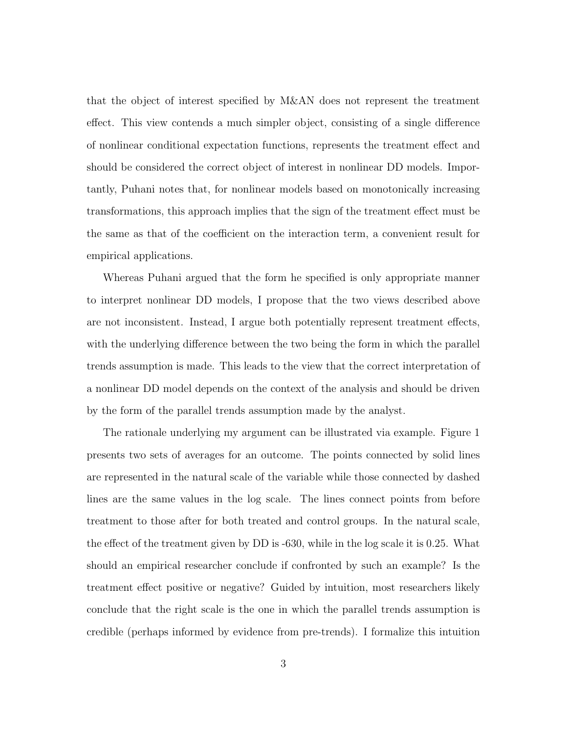that the object of interest specified by M&AN does not represent the treatment effect. This view contends a much simpler object, consisting of a single difference of nonlinear conditional expectation functions, represents the treatment effect and should be considered the correct object of interest in nonlinear DD models. Importantly, Puhani notes that, for nonlinear models based on monotonically increasing transformations, this approach implies that the sign of the treatment effect must be the same as that of the coefficient on the interaction term, a convenient result for empirical applications.

Whereas Puhani argued that the form he specified is only appropriate manner to interpret nonlinear DD models, I propose that the two views described above are not inconsistent. Instead, I argue both potentially represent treatment effects, with the underlying difference between the two being the form in which the parallel trends assumption is made. This leads to the view that the correct interpretation of a nonlinear DD model depends on the context of the analysis and should be driven by the form of the parallel trends assumption made by the analyst.

The rationale underlying my argument can be illustrated via example. Figure 1 presents two sets of averages for an outcome. The points connected by solid lines are represented in the natural scale of the variable while those connected by dashed lines are the same values in the log scale. The lines connect points from before treatment to those after for both treated and control groups. In the natural scale, the effect of the treatment given by DD is -630, while in the log scale it is 0.25. What should an empirical researcher conclude if confronted by such an example? Is the treatment effect positive or negative? Guided by intuition, most researchers likely conclude that the right scale is the one in which the parallel trends assumption is credible (perhaps informed by evidence from pre-trends). I formalize this intuition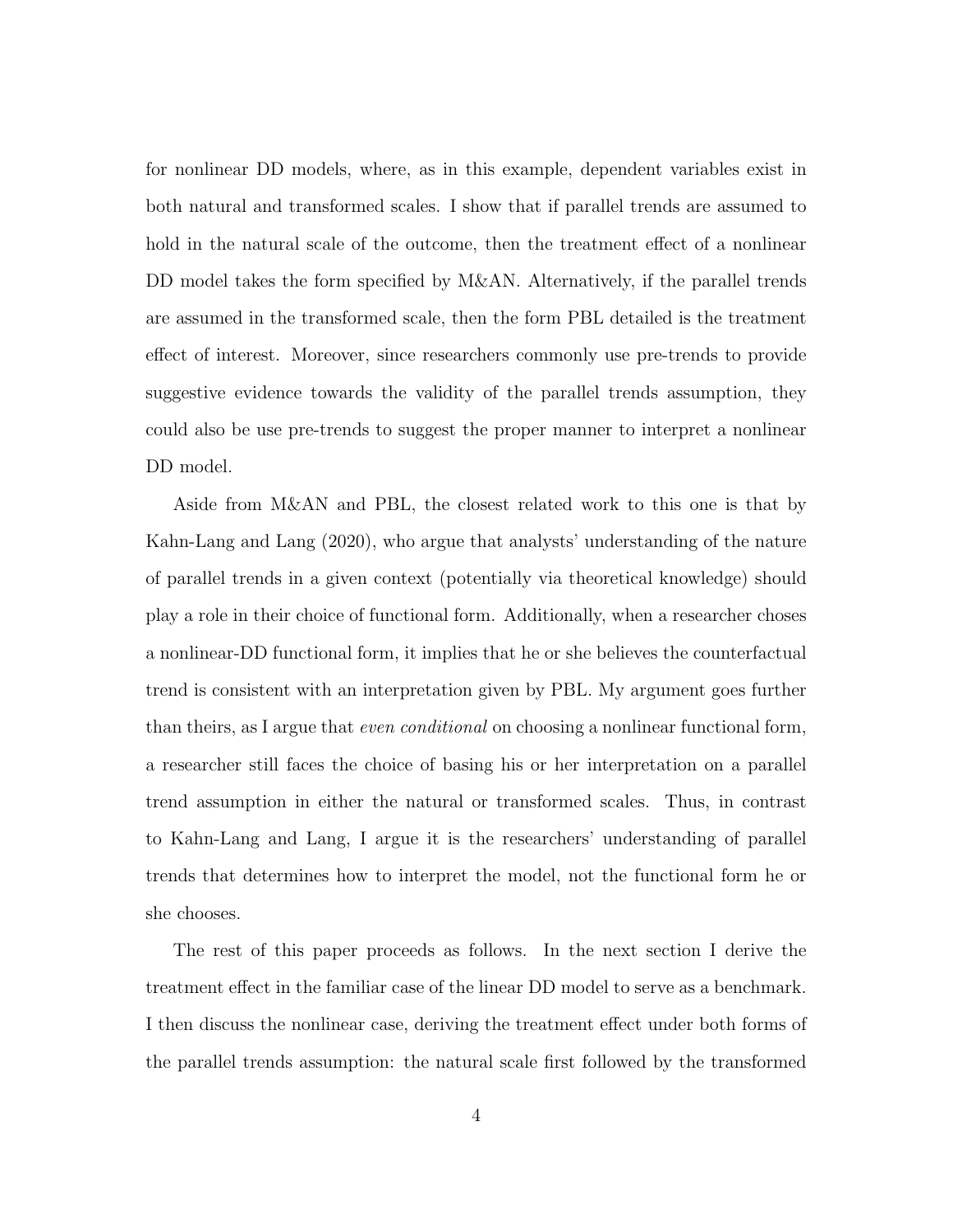for nonlinear DD models, where, as in this example, dependent variables exist in both natural and transformed scales. I show that if parallel trends are assumed to hold in the natural scale of the outcome, then the treatment effect of a nonlinear DD model takes the form specified by M&AN. Alternatively, if the parallel trends are assumed in the transformed scale, then the form PBL detailed is the treatment effect of interest. Moreover, since researchers commonly use pre-trends to provide suggestive evidence towards the validity of the parallel trends assumption, they could also be use pre-trends to suggest the proper manner to interpret a nonlinear DD model.

Aside from M&AN and PBL, the closest related work to this one is that by Kahn-Lang and Lang (2020), who argue that analysts' understanding of the nature of parallel trends in a given context (potentially via theoretical knowledge) should play a role in their choice of functional form. Additionally, when a researcher choses a nonlinear-DD functional form, it implies that he or she believes the counterfactual trend is consistent with an interpretation given by PBL. My argument goes further than theirs, as I argue that *even conditional* on choosing a nonlinear functional form, a researcher still faces the choice of basing his or her interpretation on a parallel trend assumption in either the natural or transformed scales. Thus, in contrast to Kahn-Lang and Lang, I argue it is the researchers' understanding of parallel trends that determines how to interpret the model, not the functional form he or she chooses.

The rest of this paper proceeds as follows. In the next section I derive the treatment effect in the familiar case of the linear DD model to serve as a benchmark. I then discuss the nonlinear case, deriving the treatment effect under both forms of the parallel trends assumption: the natural scale first followed by the transformed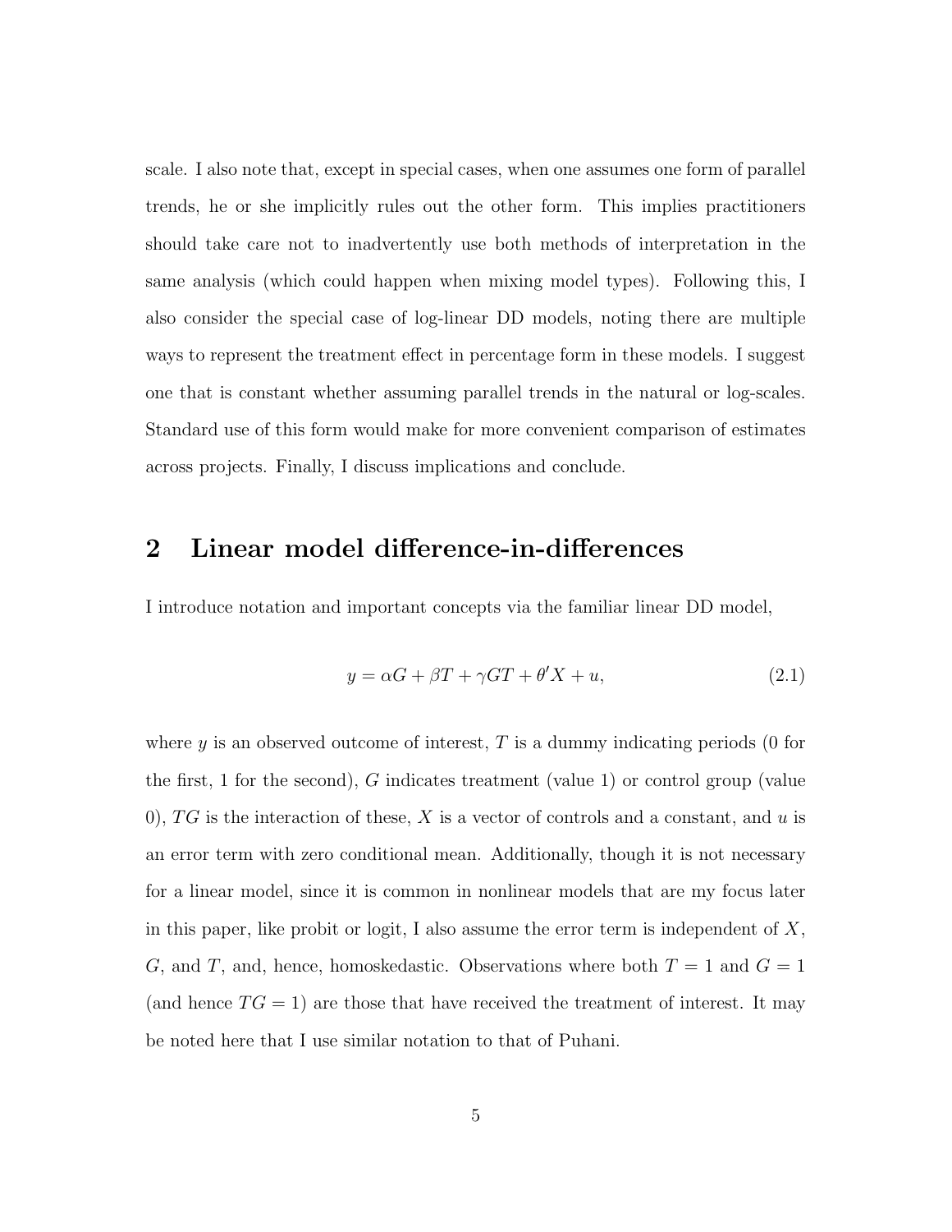scale. I also note that, except in special cases, when one assumes one form of parallel trends, he or she implicitly rules out the other form. This implies practitioners should take care not to inadvertently use both methods of interpretation in the same analysis (which could happen when mixing model types). Following this, I also consider the special case of log-linear DD models, noting there are multiple ways to represent the treatment effect in percentage form in these models. I suggest one that is constant whether assuming parallel trends in the natural or log-scales. Standard use of this form would make for more convenient comparison of estimates across projects. Finally, I discuss implications and conclude.

## 2 Linear model difference-in-differences

I introduce notation and important concepts via the familiar linear DD model,

$$y = \alpha G + \beta T + \gamma GT + \theta' X + u, \tag{2.1}$$

where $y$ is an observed outcome of interest, $T$ is a dummy indicating periods (0 for the first, 1 for the second), $G$ indicates treatment (value 1) or control group (value 0), $TG$ is the interaction of these, $X$ is a vector of controls and a constant, and $u$ is an error term with zero conditional mean. Additionally, though it is not necessary for a linear model, since it is common in nonlinear models that are my focus later in this paper, like probit or logit, I also assume the error term is independent of $X$, $G$, and $T$, and, hence, homoskedastic. Observations where both $T = 1$ and $G = 1$ (and hence $TG = 1$) are those that have received the treatment of interest. It may be noted here that I use similar notation to that of Puhani.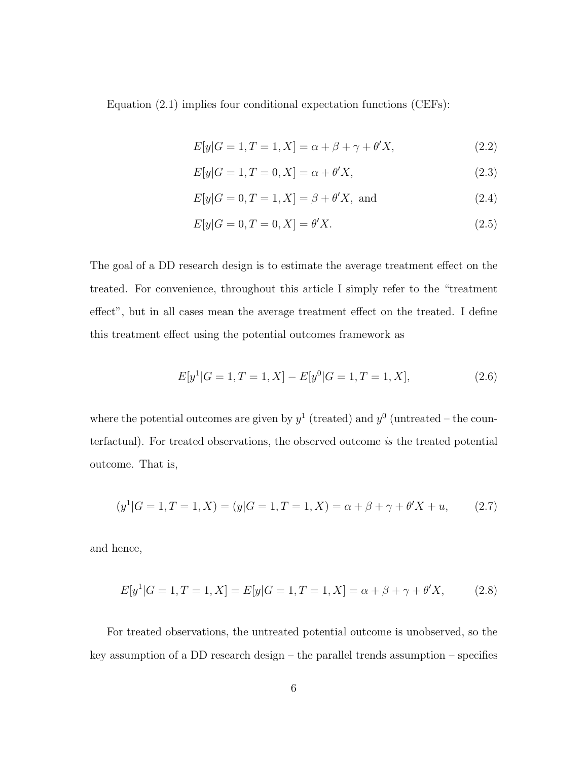Equation (2.1) implies four conditional expectation functions (CEFs):

$$E[y|G=1,T=1,X] = \alpha + \beta + \gamma + \theta' X, \tag{2.2}$$

$$E[y|G=1,T=0,X] = \alpha + \theta' X, \tag{2.3}$$

$$E[y|G=0,T=1,X] = \beta + \theta' X, \text{ and} \tag{2.4}$$

$$E[y|G=0,T=0,X] = \theta' X. \tag{2.5}$$

The goal of a DD research design is to estimate the average treatment effect on the treated. For convenience, throughout this article I simply refer to the "treatment effect", but in all cases mean the average treatment effect on the treated. I define this treatment effect using the potential outcomes framework as

$$E[y^1|G=1,T=1,X] - E[y^0|G=1,T=1,X], \tag{2.6}$$

where the potential outcomes are given by $y^1$ (treated) and $y^0$ (untreated – the counterfactual). For treated observations, the observed outcome *is* the treated potential outcome. That is,

$$(y^1|G=1,T=1,X) = (y|G=1,T=1,X) = \alpha + \beta + \gamma + \theta' X + u, \tag{2.7}$$

and hence,

$$E[y^1|G=1,T=1,X] = E[y|G=1,T=1,X] = \alpha + \beta + \gamma + \theta' X, \tag{2.8}$$

For treated observations, the untreated potential outcome is unobserved, so the key assumption of a DD research design – the parallel trends assumption – specifies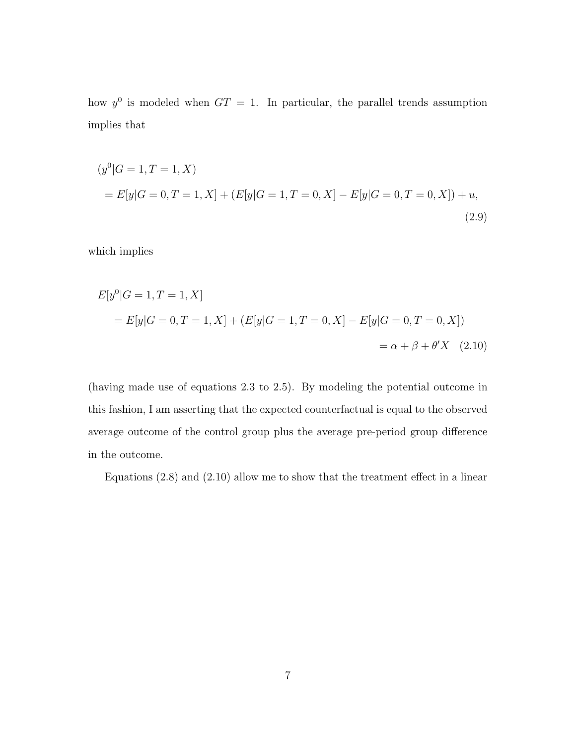how $y^0$ is modeled when $GT = 1$. In particular, the parallel trends assumption implies that

$$
\begin{aligned}
&(y^0|G = 1, T = 1, X) \\
&\quad = E[y|G = 0, T = 1, X] + (E[y|G = 1, T = 0, X] - E[y|G = 0, T = 0, X]) + u,
\end{aligned}
\tag{2.9}
$$

which implies

$$
\begin{aligned}
&E[y^0|G = 1, T = 1, X] \\
&\quad = E[y|G = 0, T = 1, X] + (E[y|G = 1, T = 0, X] - E[y|G = 0, T = 0, X]) \\
&\quad = \alpha + \beta + \theta' X
\end{aligned}
\tag{2.10}
$$

(having made use of equations 2.3 to 2.5). By modeling the potential outcome in this fashion, I am asserting that the expected counterfactual is equal to the observed average outcome of the control group plus the average pre-period group difference in the outcome.

Equations (2.8) and (2.10) allow me to show that the treatment effect in a linear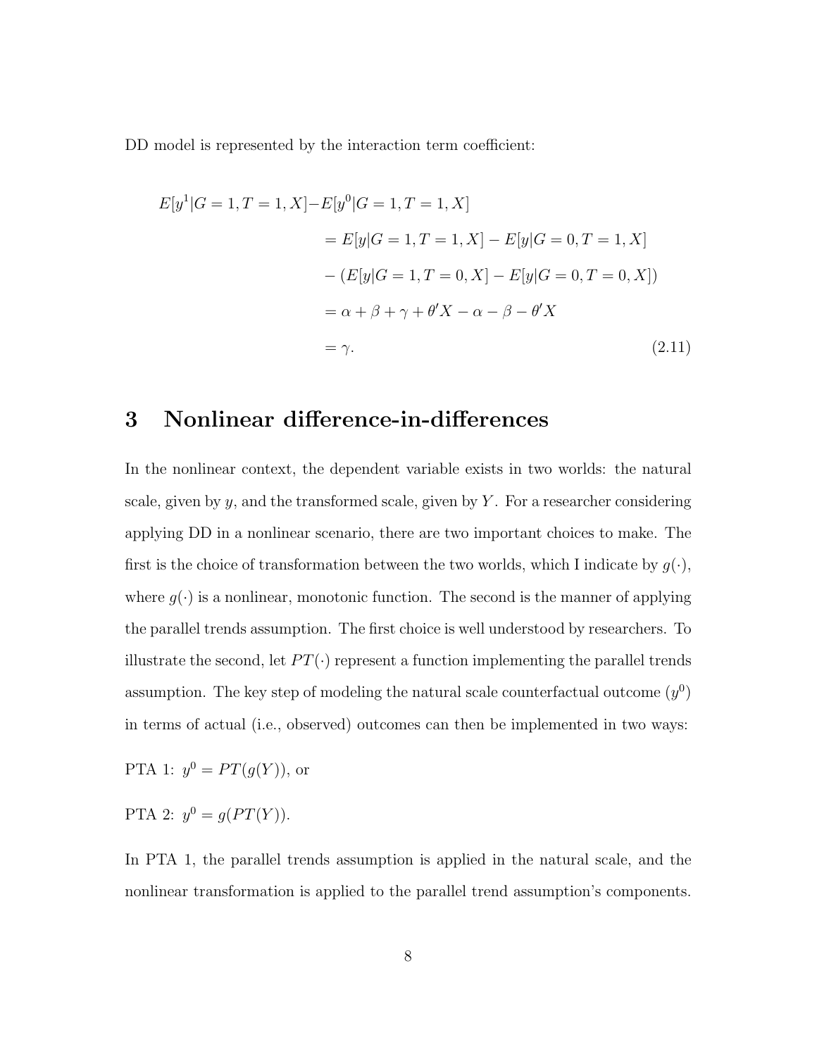DD model is represented by the interaction term coefficient:

$$
\begin{aligned}
E[y^1|G=1,T=1,X]-E[y^0|G=1,T=1,X] & \\
&= E[y|G=1,T=1,X] - E[y|G=0,T=1,X] \\
&- (E[y|G=1,T=0,X] - E[y|G=0,T=0,X]) \\
&= \alpha + \beta + \gamma + \theta' X - \alpha - \beta - \theta' X \\
&= \gamma. 
\end{aligned}
\tag{2.11}
$$

# 3 Nonlinear difference-in-differences

In the nonlinear context, the dependent variable exists in two worlds: the natural scale, given by $y$, and the transformed scale, given by $Y$. For a researcher considering applying DD in a nonlinear scenario, there are two important choices to make. The first is the choice of transformation between the two worlds, which I indicate by $g(\cdot)$, where $g(\cdot)$ is a nonlinear, monotonic function. The second is the manner of applying the parallel trends assumption. The first choice is well understood by researchers. To illustrate the second, let $PT(\cdot)$ represent a function implementing the parallel trends assumption. The key step of modeling the natural scale counterfactual outcome ($y^0$) in terms of actual (i.e., observed) outcomes can then be implemented in two ways:

PTA 1: $y^0 = PT(g(Y))$, or

PTA 2: $y^0 = g(PT(Y))$.

In PTA 1, the parallel trends assumption is applied in the natural scale, and the nonlinear transformation is applied to the parallel trend assumption's components.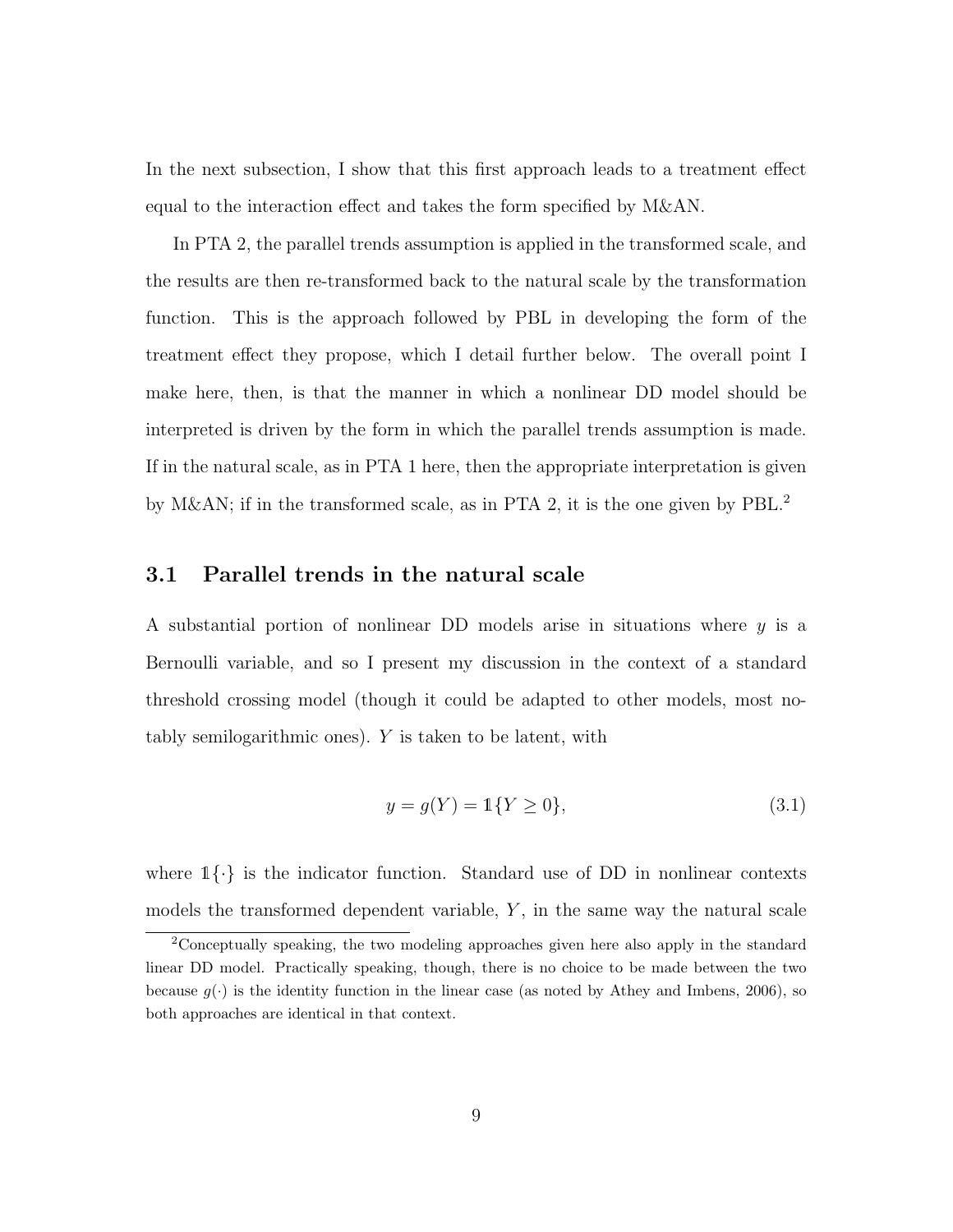In the next subsection, I show that this first approach leads to a treatment effect equal to the interaction effect and takes the form specified by M&AN.

In PTA 2, the parallel trends assumption is applied in the transformed scale, and the results are then re-transformed back to the natural scale by the transformation function. This is the approach followed by PBL in developing the form of the treatment effect they propose, which I detail further below. The overall point I make here, then, is that the manner in which a nonlinear DD model should be interpreted is driven by the form in which the parallel trends assumption is made. If in the natural scale, as in PTA 1 here, then the appropriate interpretation is given by M&AN; if in the transformed scale, as in PTA 2, it is the one given by PBL.[2]

### 3.1 Parallel trends in the natural scale

A substantial portion of nonlinear DD models arise in situations where $y$ is a Bernoulli variable, and so I present my discussion in the context of a standard threshold crossing model (though it could be adapted to other models, most notably semilogarithmic ones). $Y$ is taken to be latent, with

$$y = g(Y) = \mathbb{1}\{Y \geq 0\}, \tag{3.1}$$

where $\mathbb{1}\{\cdot\}$ is the indicator function. Standard use of DD in nonlinear contexts models the transformed dependent variable, $Y$, in the same way the natural scale

[2] Conceptually speaking, the two modeling approaches given here also apply in the standard linear DD model. Practically speaking, though, there is no choice to be made between the two because $g(\cdot)$ is the identity function in the linear case (as noted by Athey and Imbens, 2006), so both approaches are identical in that context.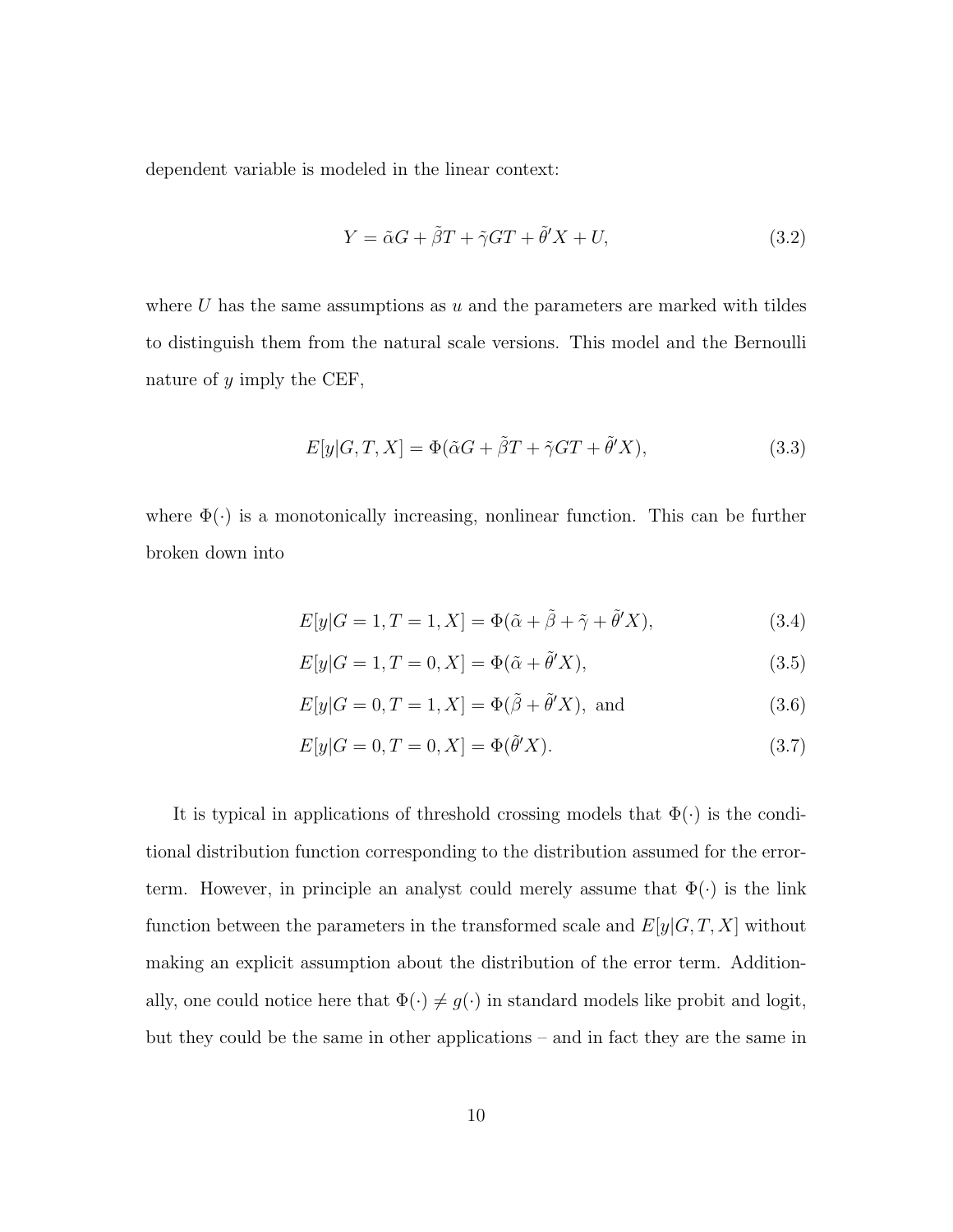dependent variable is modeled in the linear context:

$$Y = \tilde{\alpha}G + \tilde{\beta}T + \tilde{\gamma}GT + \tilde{\theta}'X + U, \tag{3.2}$$

where $U$ has the same assumptions as $u$ and the parameters are marked with tildes to distinguish them from the natural scale versions. This model and the Bernoulli nature of $y$ imply the CEF,

$$E[y|G,T,X] = \Phi(\tilde{\alpha}G + \tilde{\beta}T + \tilde{\gamma}GT + \tilde{\theta}'X), \tag{3.3}$$

where $\Phi(\cdot)$ is a monotonically increasing, nonlinear function. This can be further broken down into

$$E[y|G=1,T=1,X] = \Phi(\tilde{\alpha} + \tilde{\beta} + \tilde{\gamma} + \tilde{\theta}'X), \tag{3.4}$$

$$E[y|G=1,T=0,X] = \Phi(\tilde{\alpha} + \tilde{\theta}'X), \tag{3.5}$$

$$E[y|G=0,T=1,X] = \Phi(\tilde{\beta} + \tilde{\theta}'X), \text{ and} \tag{3.6}$$

$$E[y|G=0,T=0,X] = \Phi(\tilde{\theta}'X). \tag{3.7}$$

It is typical in applications of threshold crossing models that $\Phi(\cdot)$ is the conditional distribution function corresponding to the distribution assumed for the error-term. However, in principle an analyst could merely assume that $\Phi(\cdot)$ is the link function between the parameters in the transformed scale and $E[y|G,T,X]$ without making an explicit assumption about the distribution of the error term. Additionally, one could notice here that $\Phi(\cdot) \neq g(\cdot)$ in standard models like probit and logit, but they could be the same in other applications – and in fact they are the same in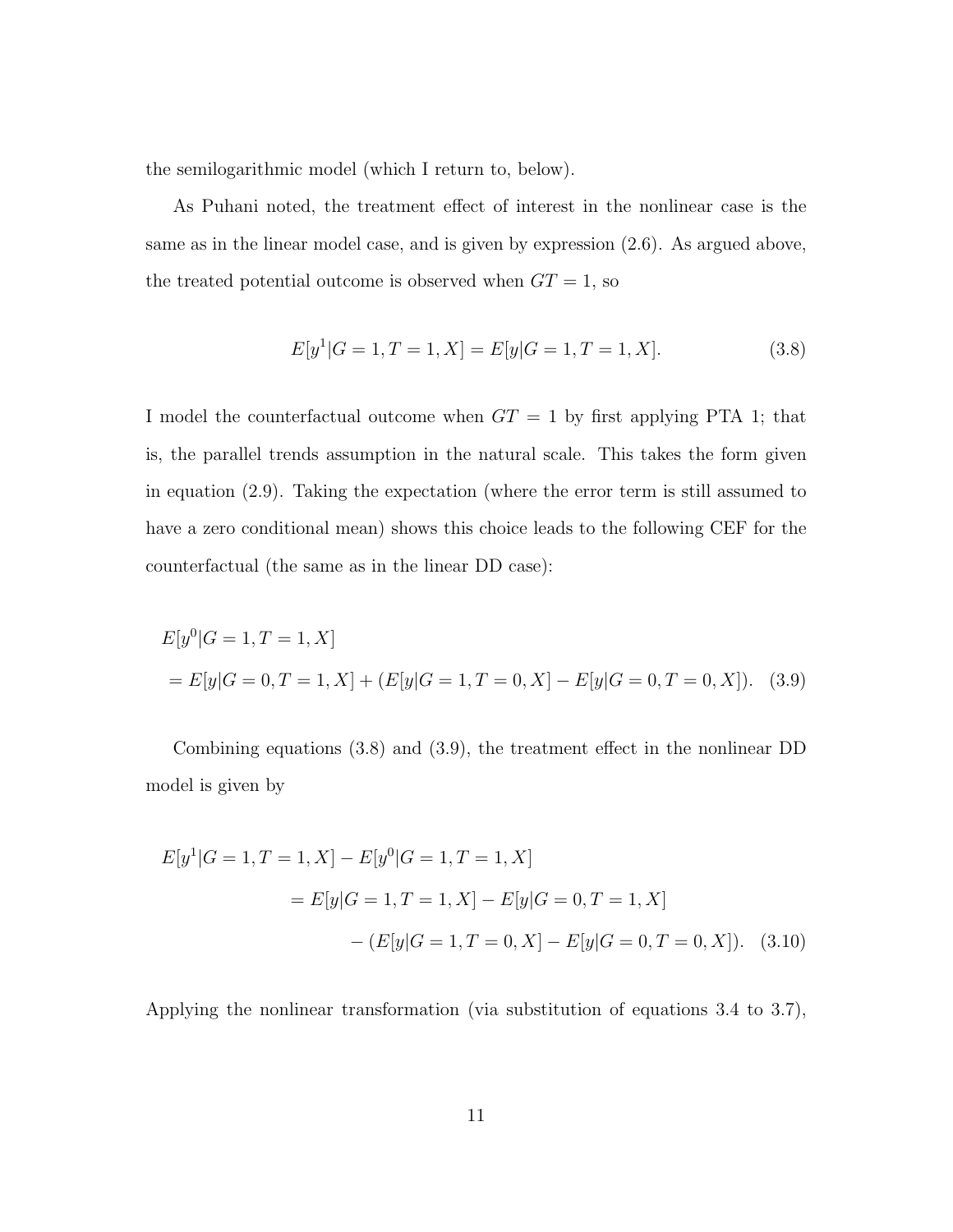the semilogarithmic model (which I return to, below).

As Puhani noted, the treatment effect of interest in the nonlinear case is the same as in the linear model case, and is given by expression (2.6). As argued above, the treated potential outcome is observed when $GT = 1$, so

$$E[y^1|G = 1, T = 1, X] = E[y|G = 1, T = 1, X]. \tag{3.8}$$

I model the counterfactual outcome when $GT = 1$ by first applying PTA 1; that is, the parallel trends assumption in the natural scale. This takes the form given in equation (2.9). Taking the expectation (where the error term is still assumed to have a zero conditional mean) shows this choice leads to the following CEF for the counterfactual (the same as in the linear DD case):

$$\begin{aligned}
&E[y^0|G = 1, T = 1, X] \\
&\quad = E[y|G = 0, T = 1, X] + (E[y|G = 1, T = 0, X] - E[y|G = 0, T = 0, X]). \quad (3.9)
\end{aligned}$$

Combining equations (3.8) and (3.9), the treatment effect in the nonlinear DD model is given by

$$\begin{aligned}
E[y^1|G = 1, T = 1, X] &- E[y^0|G = 1, T = 1, X] \\
&= E[y|G = 1, T = 1, X] - E[y|G = 0, T = 1, X] \\
&\quad - (E[y|G = 1, T = 0, X] - E[y|G = 0, T = 0, X]). \quad (3.10)
\end{aligned}$$

Applying the nonlinear transformation (via substitution of equations 3.4 to 3.7),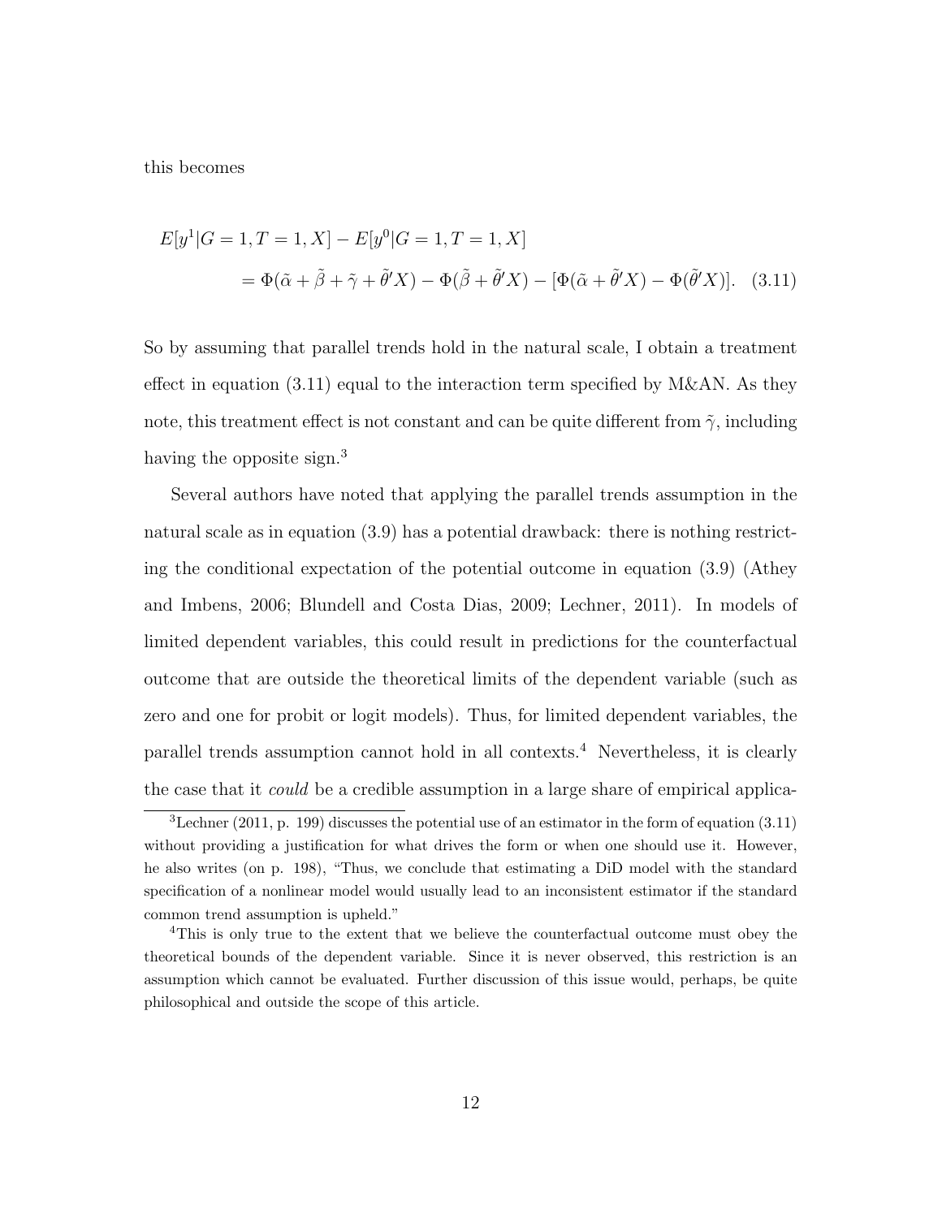this becomes

$$
\begin{aligned}
E[y^1|G=1,T=1,X] &- E[y^0|G=1,T=1,X] \\
&= \Phi(\tilde{\alpha}+\tilde{\beta}+\tilde{\gamma}+\tilde{\theta}'X) - \Phi(\tilde{\beta}+\tilde{\theta}'X) - [\Phi(\tilde{\alpha}+\tilde{\theta}'X) - \Phi(\tilde{\theta}'X)]. \quad (3.11)
\end{aligned}
$$

So by assuming that parallel trends hold in the natural scale, I obtain a treatment effect in equation (3.11) equal to the interaction term specified by M&AN. As they note, this treatment effect is not constant and can be quite different from $\tilde{\gamma}$, including having the opposite sign.[3]

Several authors have noted that applying the parallel trends assumption in the natural scale as in equation (3.9) has a potential drawback: there is nothing restricting the conditional expectation of the potential outcome in equation (3.9) (Athey and Imbens, 2006; Blundell and Costa Dias, 2009; Lechner, 2011). In models of limited dependent variables, this could result in predictions for the counterfactual outcome that are outside the theoretical limits of the dependent variable (such as zero and one for probit or logit models). Thus, for limited dependent variables, the parallel trends assumption cannot hold in all contexts.[4] Nevertheless, it is clearly the case that it *could* be a credible assumption in a large share of empirical applica-

[3] Lechner (2011, p. 199) discusses the potential use of an estimator in the form of equation (3.11) without providing a justification for what drives the form or when one should use it. However, he also writes (on p. 198), "Thus, we conclude that estimating a DiD model with the standard specification of a nonlinear model would usually lead to an inconsistent estimator if the standard common trend assumption is upheld."

[4] This is only true to the extent that we believe the counterfactual outcome must obey the theoretical bounds of the dependent variable. Since it is never observed, this restriction is an assumption which cannot be evaluated. Further discussion of this issue would, perhaps, be quite philosophical and outside the scope of this article.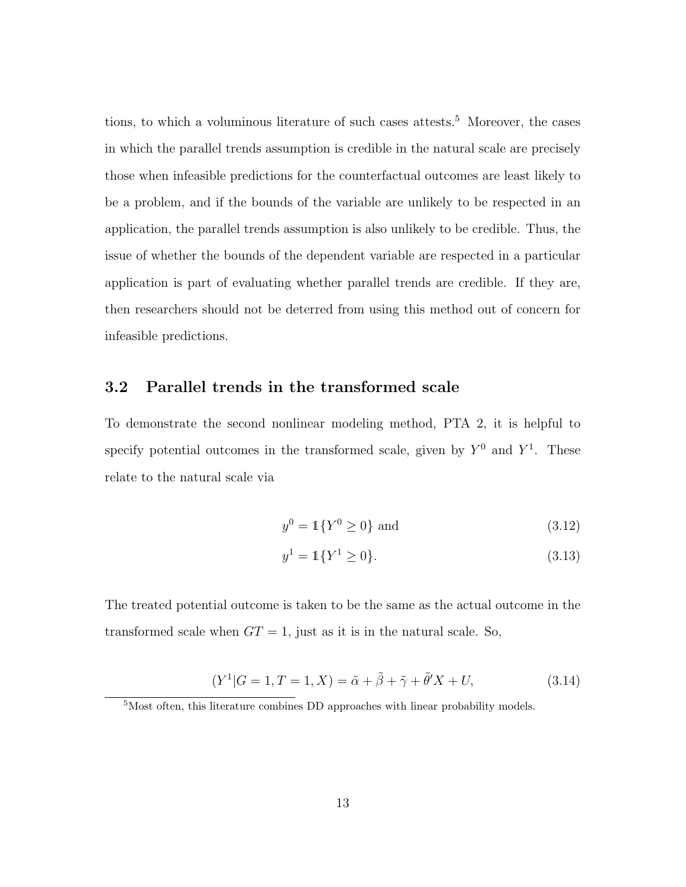tions, to which a voluminous literature of such cases attests.[5] Moreover, the cases in which the parallel trends assumption is credible in the natural scale are precisely those when infeasible predictions for the counterfactual outcomes are least likely to be a problem, and if the bounds of the variable are unlikely to be respected in an application, the parallel trends assumption is also unlikely to be credible. Thus, the issue of whether the bounds of the dependent variable are respected in a particular application is part of evaluating whether parallel trends are credible. If they are, then researchers should not be deterred from using this method out of concern for infeasible predictions.

### 3.2 Parallel trends in the transformed scale

To demonstrate the second nonlinear modeling method, PTA 2, it is helpful to specify potential outcomes in the transformed scale, given by $Y^0$ and $Y^1$. These relate to the natural scale via

$$y^0 = \mathbb{1}\{Y^0 \geq 0\} \text{ and} \tag{3.12}$$

$$y^1 = \mathbb{1}\{Y^1 \geq 0\}. \tag{3.13}$$

The treated potential outcome is taken to be the same as the actual outcome in the transformed scale when $GT = 1$, just as it is in the natural scale. So,

$$(Y^1|G = 1, T = 1, X) = \tilde{\alpha} + \tilde{\beta} + \tilde{\gamma} + \tilde{\theta}'X + U, \tag{3.14}$$

[5] Most often, this literature combines DD approaches with linear probability models.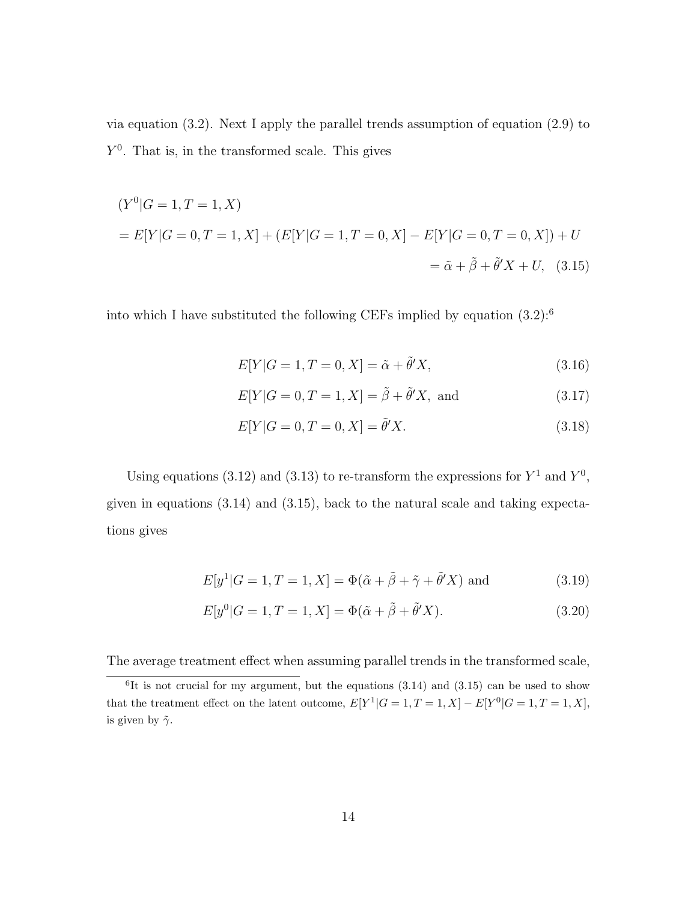via equation (3.2). Next I apply the parallel trends assumption of equation (2.9) to $Y^0$. That is, in the transformed scale. This gives

$$
\begin{aligned}
&(Y^0|G=1,T=1,X) \\
&= E[Y|G=0,T=1,X] + (E[Y|G=1,T=0,X] - E[Y|G=0,T=0,X]) + U \\
&= \tilde{\alpha} + \tilde{\beta} + \tilde{\theta}'X + U, \quad (3.15)
\end{aligned}
$$

into which I have substituted the following CEFs implied by equation (3.2):[6]

$$E[Y|G=1,T=0,X] = \tilde{\alpha} + \tilde{\theta}'X, \tag{3.16}$$

$$E[Y|G=0,T=1,X] = \tilde{\beta} + \tilde{\theta}'X, \text{ and} \tag{3.17}$$

$$E[Y|G=0,T=0,X] = \tilde{\theta}'X. \tag{3.18}$$

Using equations (3.12) and (3.13) to re-transform the expressions for $Y^1$ and $Y^0$, given in equations (3.14) and (3.15), back to the natural scale and taking expectations gives

$$E[y^1|G=1,T=1,X] = \Phi(\tilde{\alpha} + \tilde{\beta} + \tilde{\gamma} + \tilde{\theta}'X) \text{ and} \tag{3.19}$$

$$E[y^0|G=1,T=1,X] = \Phi(\tilde{\alpha} + \tilde{\beta} + \tilde{\theta}'X). \tag{3.20}$$

The average treatment effect when assuming parallel trends in the transformed scale,

[6] It is not crucial for my argument, but the equations (3.14) and (3.15) can be used to show that the treatment effect on the latent outcome, $E[Y^1|G=1,T=1,X] - E[Y^0|G=1,T=1,X]$, is given by $\tilde{\gamma}$.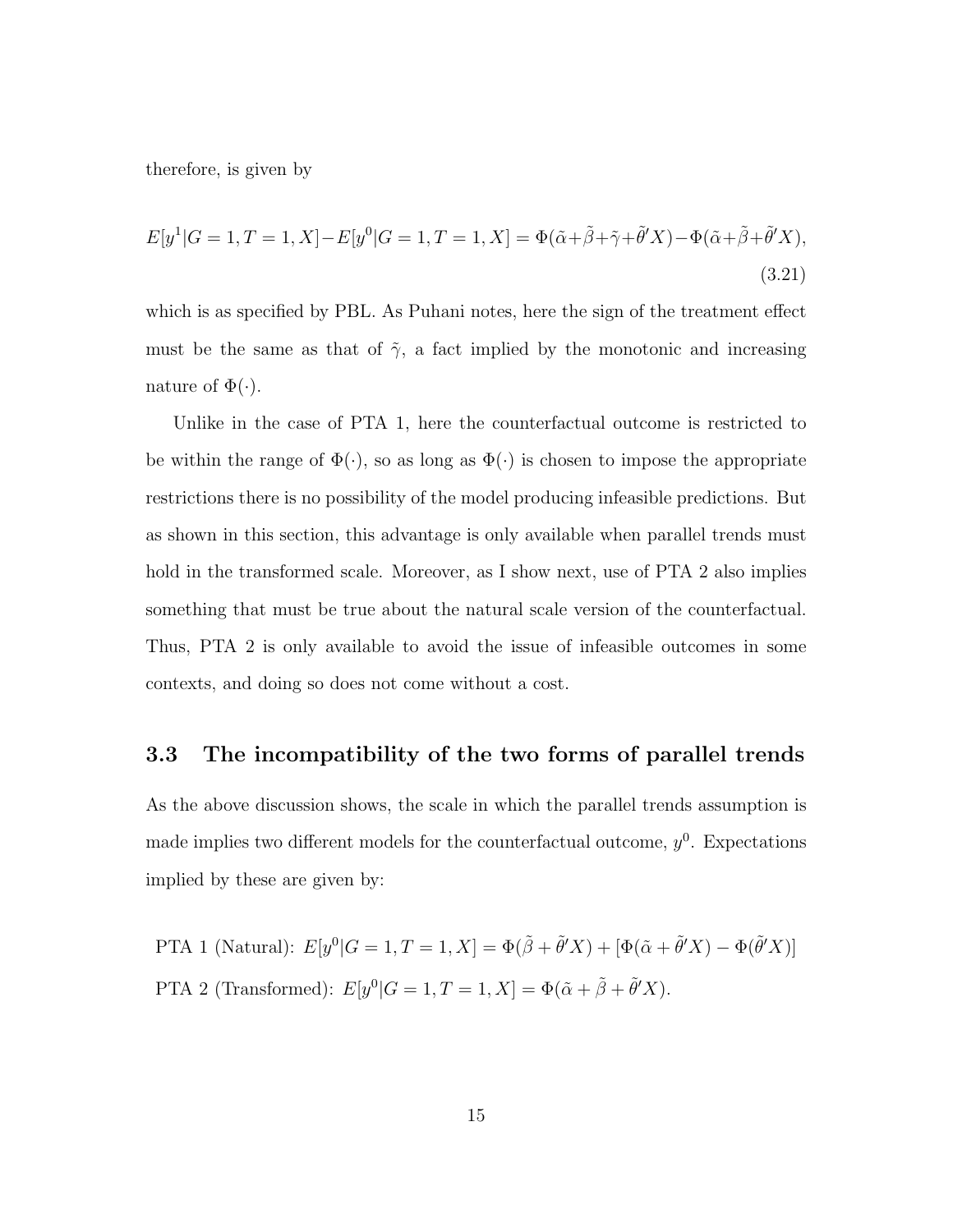therefore, is given by

$$E[y^1|G=1,T=1,X]-E[y^0|G=1,T=1,X] = \Phi(\tilde{\alpha}+\tilde{\beta}+\tilde{\gamma}+\tilde{\theta}'X)-\Phi(\tilde{\alpha}+\tilde{\beta}+\tilde{\theta}'X), \tag{3.21}$$

which is as specified by PBL. As Puhani notes, here the sign of the treatment effect must be the same as that of $\tilde{\gamma}$, a fact implied by the monotonic and increasing nature of $\Phi(\cdot)$.

Unlike in the case of PTA 1, here the counterfactual outcome is restricted to be within the range of $\Phi(\cdot)$, so as long as $\Phi(\cdot)$ is chosen to impose the appropriate restrictions there is no possibility of the model producing infeasible predictions. But as shown in this section, this advantage is only available when parallel trends must hold in the transformed scale. Moreover, as I show next, use of PTA 2 also implies something that must be true about the natural scale version of the counterfactual. Thus, PTA 2 is only available to avoid the issue of infeasible outcomes in some contexts, and doing so does not come without a cost.

## 3.3 The incompatibility of the two forms of parallel trends

As the above discussion shows, the scale in which the parallel trends assumption is made implies two different models for the counterfactual outcome, $y^0$. Expectations implied by these are given by:

PTA 1 (Natural): $E[y^0|G=1,T=1,X] = \Phi(\tilde{\beta}+\tilde{\theta}'X)+[\Phi(\tilde{\alpha}+\tilde{\theta}'X)-\Phi(\tilde{\theta}'X)]$

PTA 2 (Transformed): $E[y^0|G=1,T=1,X] = \Phi(\tilde{\alpha}+\tilde{\beta}+\tilde{\theta}'X)$.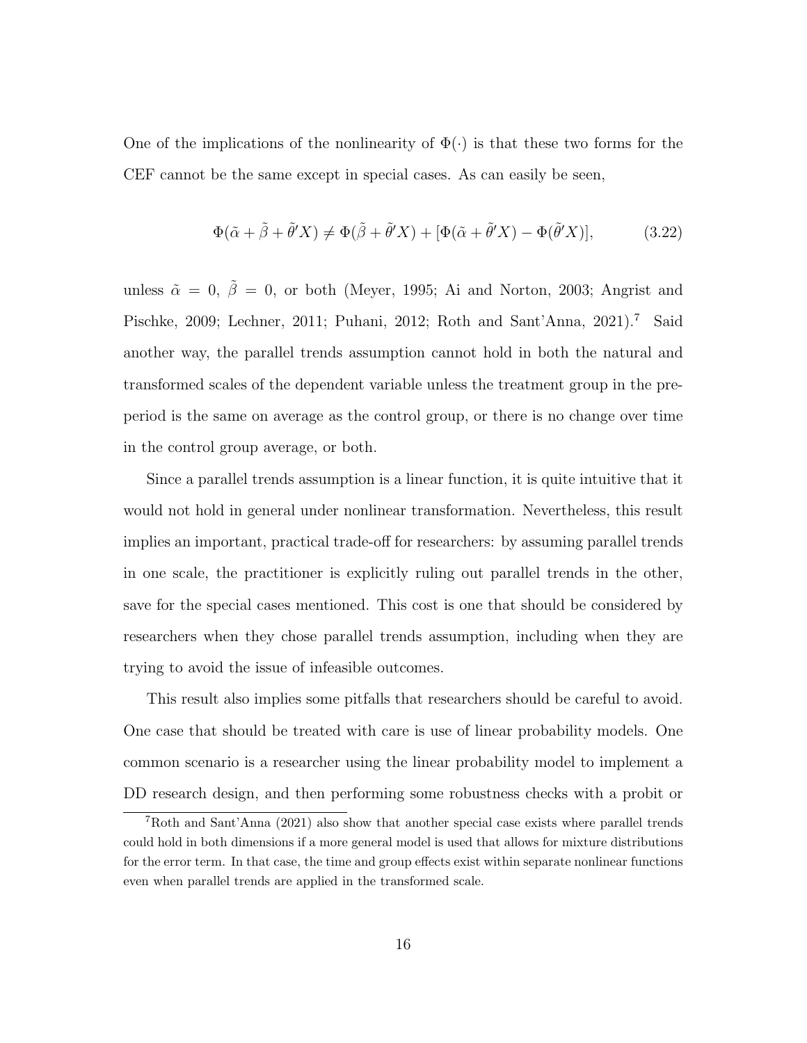One of the implications of the nonlinearity of $\Phi(\cdot)$ is that these two forms for the CEF cannot be the same except in special cases. As can easily be seen,

$$\Phi(\tilde{\alpha} + \tilde{\beta} + \tilde{\theta}'X) \neq \Phi(\tilde{\beta} + \tilde{\theta}'X) + [\Phi(\tilde{\alpha} + \tilde{\theta}'X) - \Phi(\tilde{\theta}'X)], \tag{3.22}$$

unless $\tilde{\alpha} = 0$, $\tilde{\beta} = 0$, or both (Meyer, 1995; Ai and Norton, 2003; Angrist and Pischke, 2009; Lechner, 2011; Puhani, 2012; Roth and Sant'Anna, 2021).[7] Said another way, the parallel trends assumption cannot hold in both the natural and transformed scales of the dependent variable unless the treatment group in the pre-period is the same on average as the control group, or there is no change over time in the control group average, or both.

Since a parallel trends assumption is a linear function, it is quite intuitive that it would not hold in general under nonlinear transformation. Nevertheless, this result implies an important, practical trade-off for researchers: by assuming parallel trends in one scale, the practitioner is explicitly ruling out parallel trends in the other, save for the special cases mentioned. This cost is one that should be considered by researchers when they chose parallel trends assumption, including when they are trying to avoid the issue of infeasible outcomes.

This result also implies some pitfalls that researchers should be careful to avoid. One case that should be treated with care is use of linear probability models. One common scenario is a researcher using the linear probability model to implement a DD research design, and then performing some robustness checks with a probit or

[7] Roth and Sant'Anna (2021) also show that another special case exists where parallel trends could hold in both dimensions if a more general model is used that allows for mixture distributions for the error term. In that case, the time and group effects exist within separate nonlinear functions even when parallel trends are applied in the transformed scale.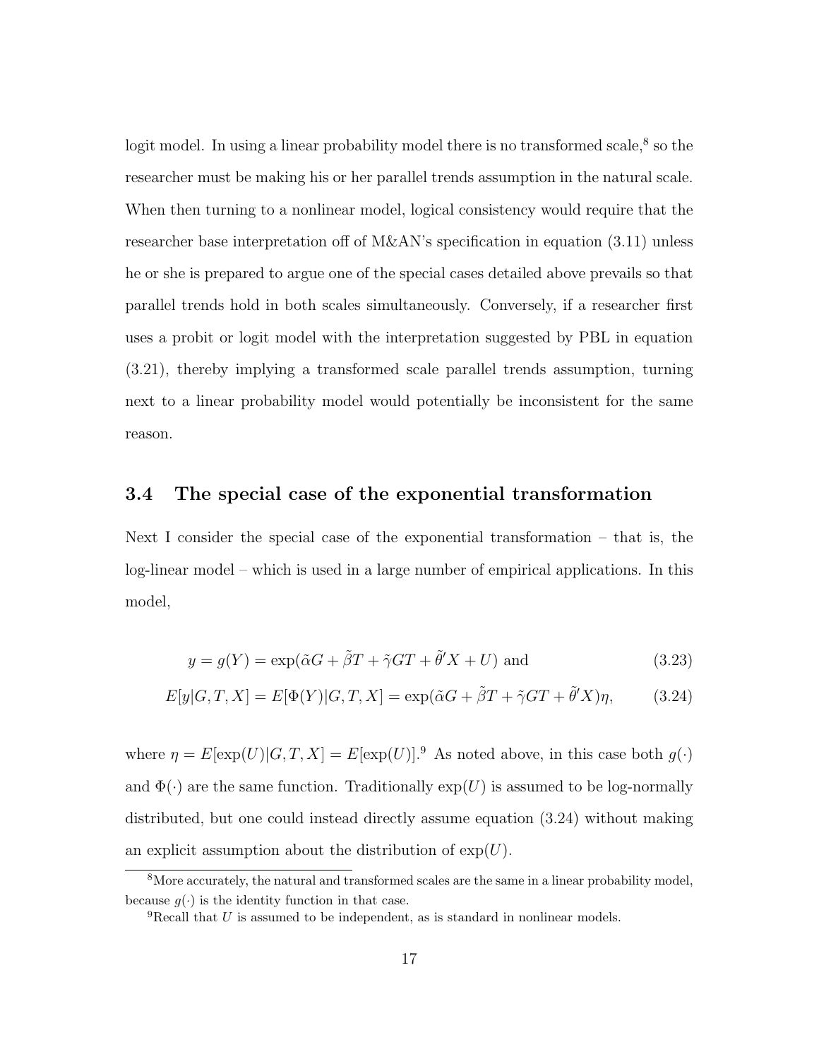logit model. In using a linear probability model there is no transformed scale,[8] so the researcher must be making his or her parallel trends assumption in the natural scale. When then turning to a nonlinear model, logical consistency would require that the researcher base interpretation off of M&AN's specification in equation (3.11) unless he or she is prepared to argue one of the special cases detailed above prevails so that parallel trends hold in both scales simultaneously. Conversely, if a researcher first uses a probit or logit model with the interpretation suggested by PBL in equation (3.21), thereby implying a transformed scale parallel trends assumption, turning next to a linear probability model would potentially be inconsistent for the same reason.

## 3.4 The special case of the exponential transformation

Next I consider the special case of the exponential transformation – that is, the log-linear model – which is used in a large number of empirical applications. In this model,

$$y = g(Y) = \exp(\tilde{\alpha}G + \tilde{\beta}T + \tilde{\gamma}GT + \tilde{\theta}'X + U) \text{ and} \tag{3.23}$$

$$E[y|G,T,X] = E[\Phi(Y)|G,T,X] = \exp(\tilde{\alpha}G + \tilde{\beta}T + \tilde{\gamma}GT + \tilde{\theta}'X)\eta, \tag{3.24}$$

where $\eta = E[\exp(U)|G,T,X] = E[\exp(U)]$.[9] As noted above, in this case both $g(\cdot)$ and $\Phi(\cdot)$ are the same function. Traditionally $\exp(U)$ is assumed to be log-normally distributed, but one could instead directly assume equation (3.24) without making an explicit assumption about the distribution of $\exp(U)$.

[8] More accurately, the natural and transformed scales are the same in a linear probability model, because $g(\cdot)$ is the identity function in that case.

[9] Recall that $U$ is assumed to be independent, as is standard in nonlinear models.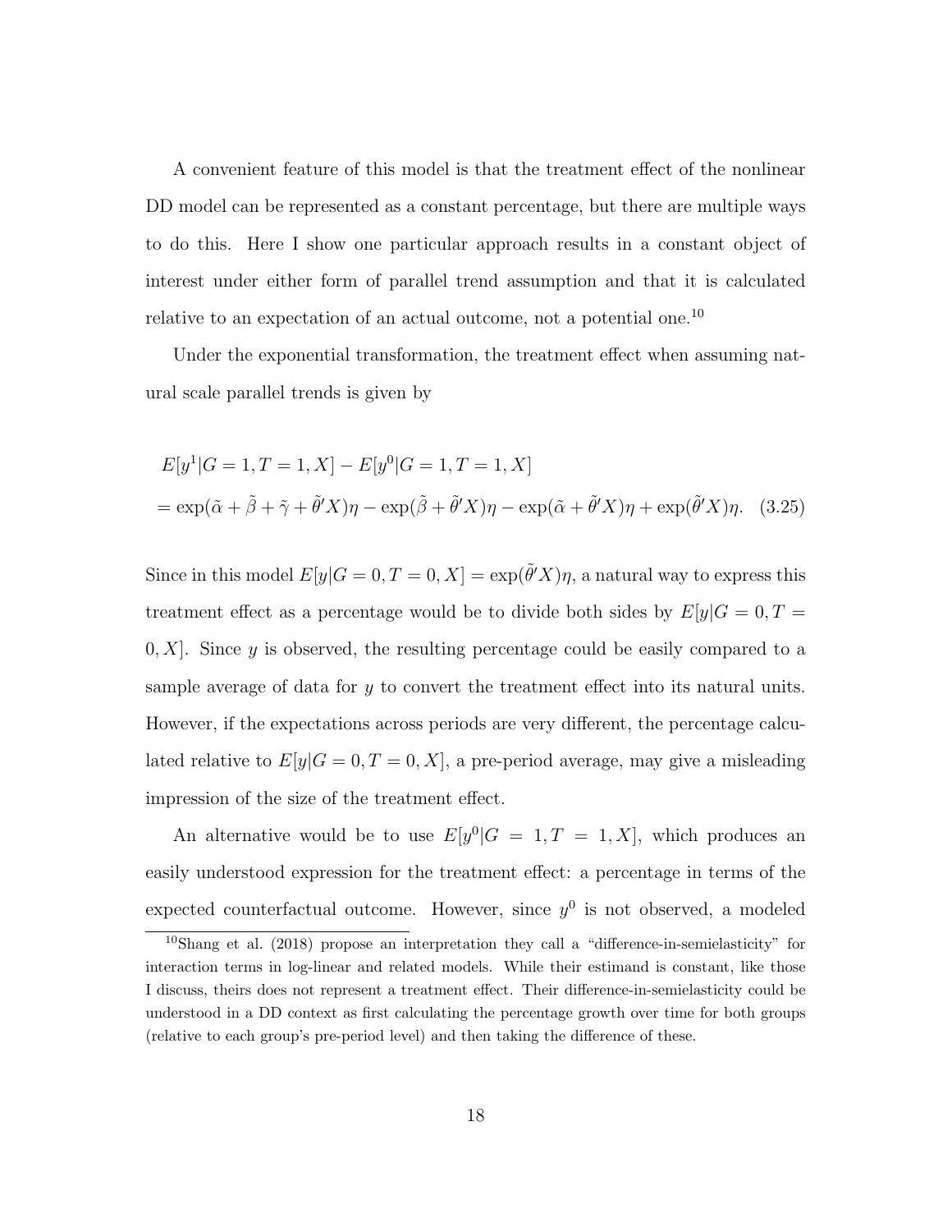A convenient feature of this model is that the treatment effect of the nonlinear DD model can be represented as a constant percentage, but there are multiple ways to do this. Here I show one particular approach results in a constant object of interest under either form of parallel trend assumption and that it is calculated relative to an expectation of an actual outcome, not a potential one.[10]

Under the exponential transformation, the treatment effect when assuming natural scale parallel trends is given by

$$
\begin{aligned}
&E[y^1|G=1,T=1,X] - E[y^0|G=1,T=1,X] \\
&= \exp(\tilde{\alpha}+\tilde{\beta}+\tilde{\gamma}+\tilde{\theta}'X)\eta - \exp(\tilde{\beta}+\tilde{\theta}'X)\eta - \exp(\tilde{\alpha}+\tilde{\theta}'X)\eta + \exp(\tilde{\theta}'X)\eta. \quad (3.25)
\end{aligned}
$$

Since in this model $E[y|G=0,T=0,X] = \exp(\tilde{\theta}'X)\eta$, a natural way to express this treatment effect as a percentage would be to divide both sides by $E[y|G=0,T=0,X]$. Since $y$ is observed, the resulting percentage could be easily compared to a sample average of data for $y$ to convert the treatment effect into its natural units. However, if the expectations across periods are very different, the percentage calculated relative to $E[y|G=0,T=0,X]$, a pre-period average, may give a misleading impression of the size of the treatment effect.

An alternative would be to use $E[y^0|G=1,T=1,X]$, which produces an easily understood expression for the treatment effect: a percentage in terms of the expected counterfactual outcome. However, since $y^0$ is not observed, a modeled

[10] Shang et al. (2018) propose an interpretation they call a "difference-in-semielasticity" for interaction terms in log-linear and related models. While their estimand is constant, like those I discuss, theirs does not represent a treatment effect. Their difference-in-semielasticity could be understood in a DD context as first calculating the percentage growth over time for both groups (relative to each group's pre-period level) and then taking the difference of these.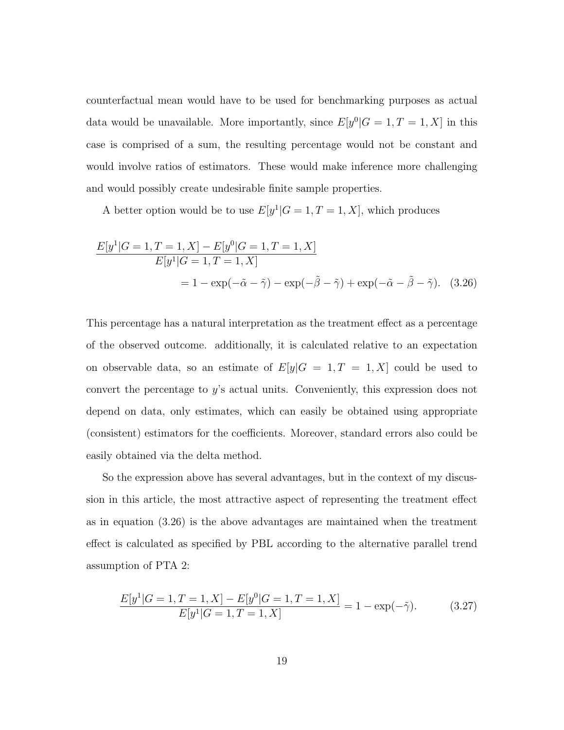counterfactual mean would have to be used for benchmarking purposes as actual data would be unavailable. More importantly, since $E[y^0|G=1,T=1,X]$ in this case is comprised of a sum, the resulting percentage would not be constant and would involve ratios of estimators. These would make inference more challenging and would possibly create undesirable finite sample properties.

A better option would be to use $E[y^1|G=1,T=1,X]$, which produces

$$
\begin{aligned}
&\frac{E[y^1|G=1,T=1,X]-E[y^0|G=1,T=1,X]}{E[y^1|G=1,T=1,X]} \\
&\qquad\qquad = 1-\exp(-\tilde{\alpha}-\tilde{\gamma})-\exp(-\tilde{\beta}-\tilde{\gamma})+\exp(-\tilde{\alpha}-\tilde{\beta}-\tilde{\gamma}). \quad (3.26)
\end{aligned}
$$

This percentage has a natural interpretation as the treatment effect as a percentage of the observed outcome. additionally, it is calculated relative to an expectation on observable data, so an estimate of $E[y|G=1,T=1,X]$ could be used to convert the percentage to $y$'s actual units. Conveniently, this expression does not depend on data, only estimates, which can easily be obtained using appropriate (consistent) estimators for the coefficients. Moreover, standard errors also could be easily obtained via the delta method.

So the expression above has several advantages, but in the context of my discussion in this article, the most attractive aspect of representing the treatment effect as in equation (3.26) is the above advantages are maintained when the treatment effect is calculated as specified by PBL according to the alternative parallel trend assumption of PTA 2:

$$
\frac{E[y^1|G=1,T=1,X]-E[y^0|G=1,T=1,X]}{E[y^1|G=1,T=1,X]} = 1-\exp(-\tilde{\gamma}). \quad (3.27)
$$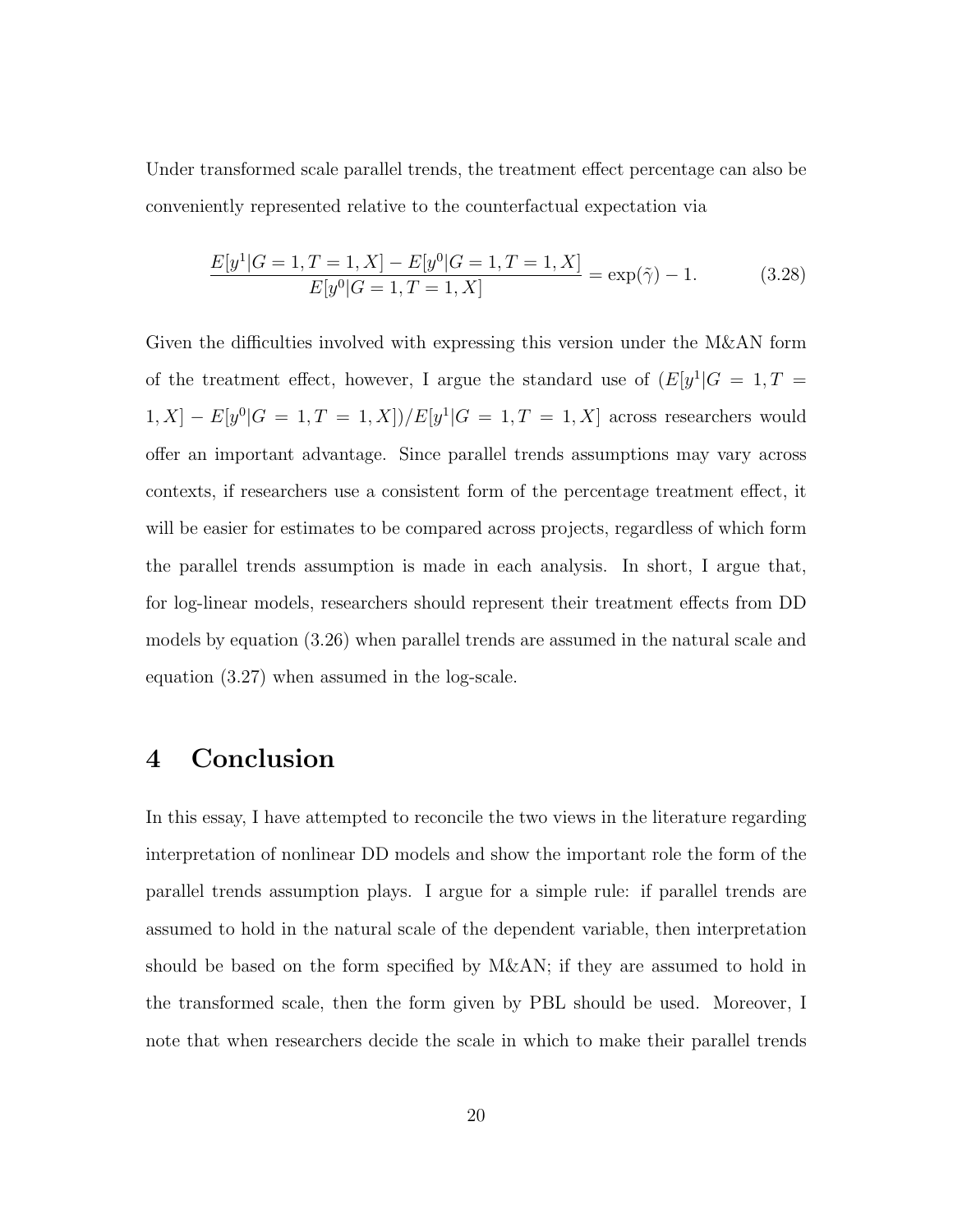Under transformed scale parallel trends, the treatment effect percentage can also be conveniently represented relative to the counterfactual expectation via

$$\frac{E[y^1|G=1,T=1,X] - E[y^0|G=1,T=1,X]}{E[y^0|G=1,T=1,X]} = \exp(\tilde{\gamma}) - 1. \tag{3.28}$$

Given the difficulties involved with expressing this version under the M&AN form of the treatment effect, however, I argue the standard use of $(E[y^1|G=1,T=1,X] - E[y^0|G=1,T=1,X])/E[y^1|G=1,T=1,X]$ across researchers would offer an important advantage. Since parallel trends assumptions may vary across contexts, if researchers use a consistent form of the percentage treatment effect, it will be easier for estimates to be compared across projects, regardless of which form the parallel trends assumption is made in each analysis. In short, I argue that, for log-linear models, researchers should represent their treatment effects from DD models by equation (3.26) when parallel trends are assumed in the natural scale and equation (3.27) when assumed in the log-scale.

# 4 Conclusion

In this essay, I have attempted to reconcile the two views in the literature regarding interpretation of nonlinear DD models and show the important role the form of the parallel trends assumption plays. I argue for a simple rule: if parallel trends are assumed to hold in the natural scale of the dependent variable, then interpretation should be based on the form specified by M&AN; if they are assumed to hold in the transformed scale, then the form given by PBL should be used. Moreover, I note that when researchers decide the scale in which to make their parallel trends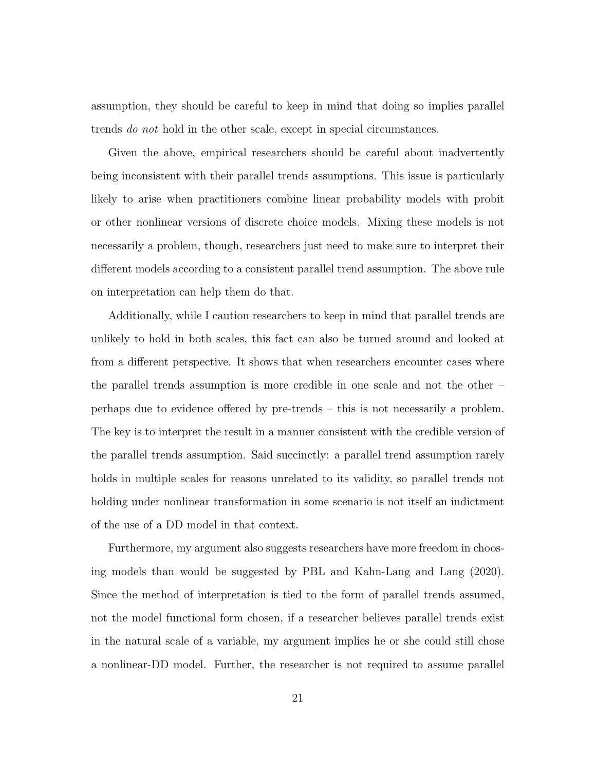assumption, they should be careful to keep in mind that doing so implies parallel trends *do not* hold in the other scale, except in special circumstances.

Given the above, empirical researchers should be careful about inadvertently being inconsistent with their parallel trends assumptions. This issue is particularly likely to arise when practitioners combine linear probability models with probit or other nonlinear versions of discrete choice models. Mixing these models is not necessarily a problem, though, researchers just need to make sure to interpret their different models according to a consistent parallel trend assumption. The above rule on interpretation can help them do that.

Additionally, while I caution researchers to keep in mind that parallel trends are unlikely to hold in both scales, this fact can also be turned around and looked at from a different perspective. It shows that when researchers encounter cases where the parallel trends assumption is more credible in one scale and not the other – perhaps due to evidence offered by pre-trends – this is not necessarily a problem. The key is to interpret the result in a manner consistent with the credible version of the parallel trends assumption. Said succinctly: a parallel trend assumption rarely holds in multiple scales for reasons unrelated to its validity, so parallel trends not holding under nonlinear transformation in some scenario is not itself an indictment of the use of a DD model in that context.

Furthermore, my argument also suggests researchers have more freedom in choosing models than would be suggested by PBL and Kahn-Lang and Lang (2020). Since the method of interpretation is tied to the form of parallel trends assumed, not the model functional form chosen, if a researcher believes parallel trends exist in the natural scale of a variable, my argument implies he or she could still chose a nonlinear-DD model. Further, the researcher is not required to assume parallel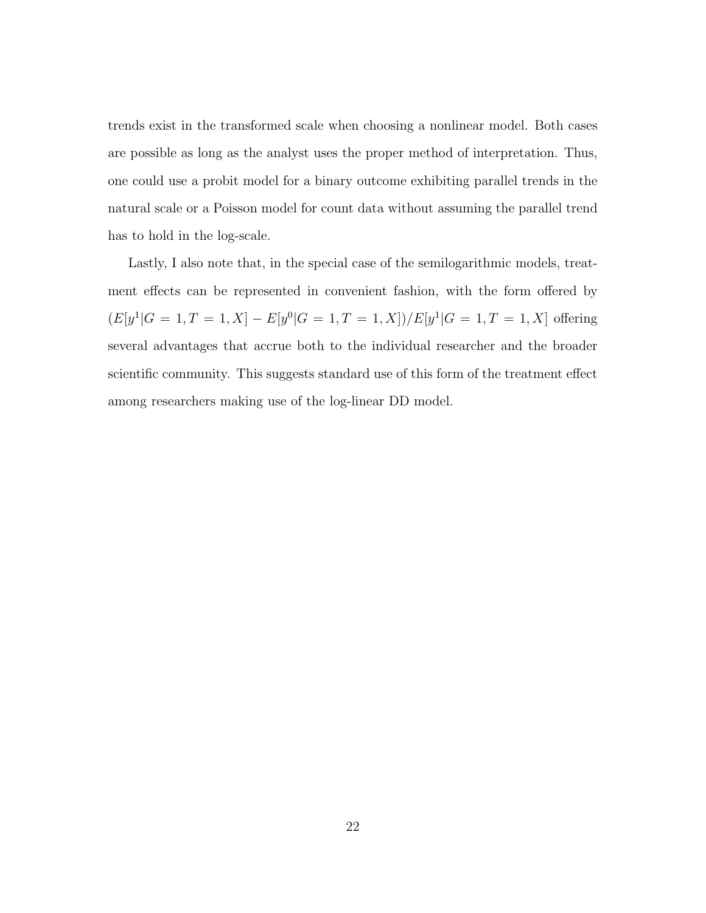trends exist in the transformed scale when choosing a nonlinear model. Both cases are possible as long as the analyst uses the proper method of interpretation. Thus, one could use a probit model for a binary outcome exhibiting parallel trends in the natural scale or a Poisson model for count data without assuming the parallel trend has to hold in the log-scale.

Lastly, I also note that, in the special case of the semilogarithmic models, treatment effects can be represented in convenient fashion, with the form offered by $(E[y^1|G = 1, T = 1, X] - E[y^0|G = 1, T = 1, X])/E[y^1|G = 1, T = 1, X]$ offering several advantages that accrue both to the individual researcher and the broader scientific community. This suggests standard use of this form of the treatment effect among researchers making use of the log-linear DD model.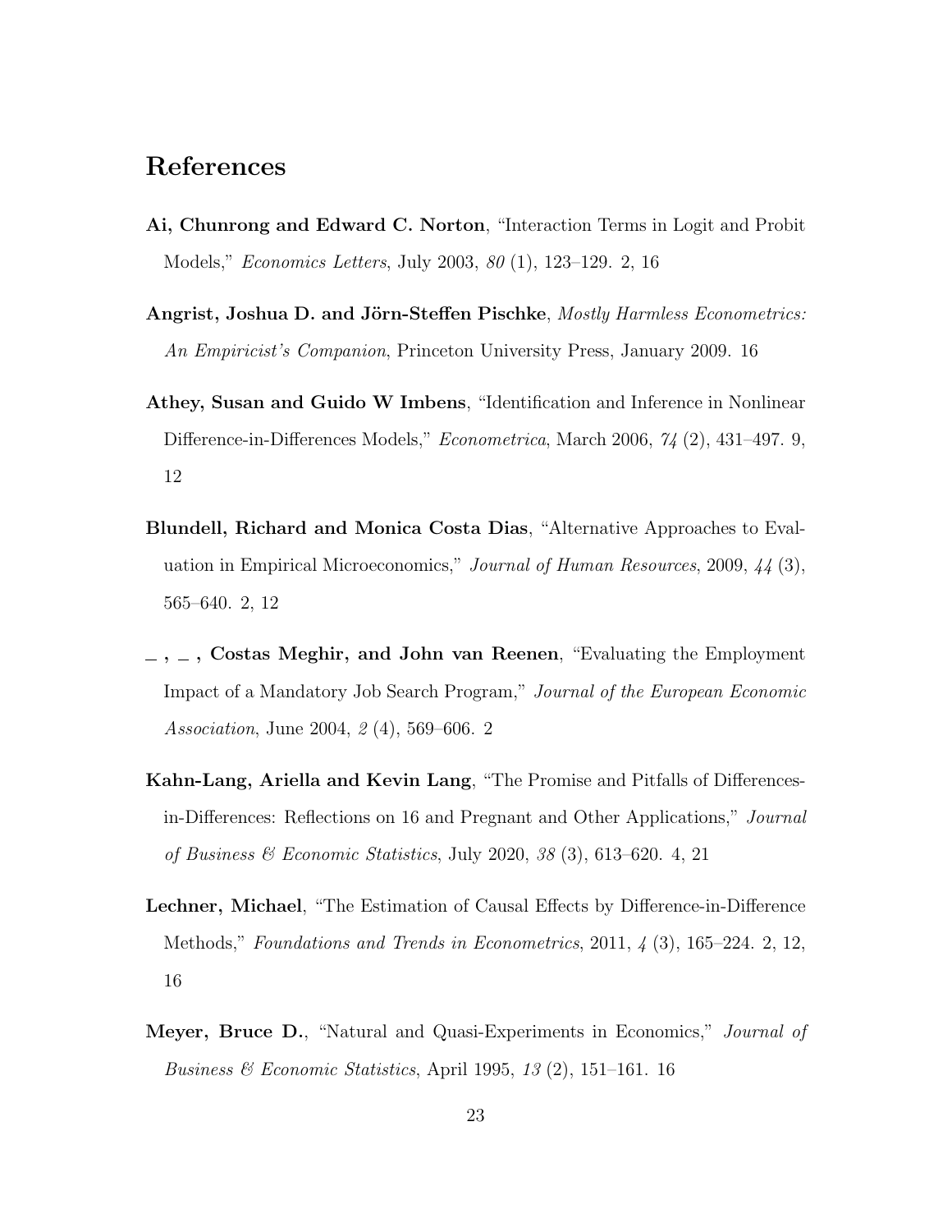# References

**Ai, Chunrong and Edward C. Norton**, "Interaction Terms in Logit and Probit Models," *Economics Letters*, July 2003, *80* (1), 123–129. 2, 16

**Angrist, Joshua D. and Jörn-Steffen Pischke**, *Mostly Harmless Econometrics: An Empiricist's Companion*, Princeton University Press, January 2009. 16

**Athey, Susan and Guido W Imbens**, "Identification and Inference in Nonlinear Difference-in-Differences Models," *Econometrica*, March 2006, *74* (2), 431–497. 9, 12

**Blundell, Richard and Monica Costa Dias**, "Alternative Approaches to Evaluation in Empirical Microeconomics," *Journal of Human Resources*, 2009, *44* (3), 565–640. 2, 12

**_ , _ , Costas Meghir, and John van Reenen**, "Evaluating the Employment Impact of a Mandatory Job Search Program," *Journal of the European Economic Association*, June 2004, *2* (4), 569–606. 2

**Kahn-Lang, Ariella and Kevin Lang**, "The Promise and Pitfalls of Differences-in-Differences: Reflections on 16 and Pregnant and Other Applications," *Journal of Business & Economic Statistics*, July 2020, *38* (3), 613–620. 4, 21

**Lechner, Michael**, "The Estimation of Causal Effects by Difference-in-Difference Methods," *Foundations and Trends in Econometrics*, 2011, *4* (3), 165–224. 2, 12, 16

**Meyer, Bruce D.**, "Natural and Quasi-Experiments in Economics," *Journal of Business & Economic Statistics*, April 1995, *13* (2), 151–161. 16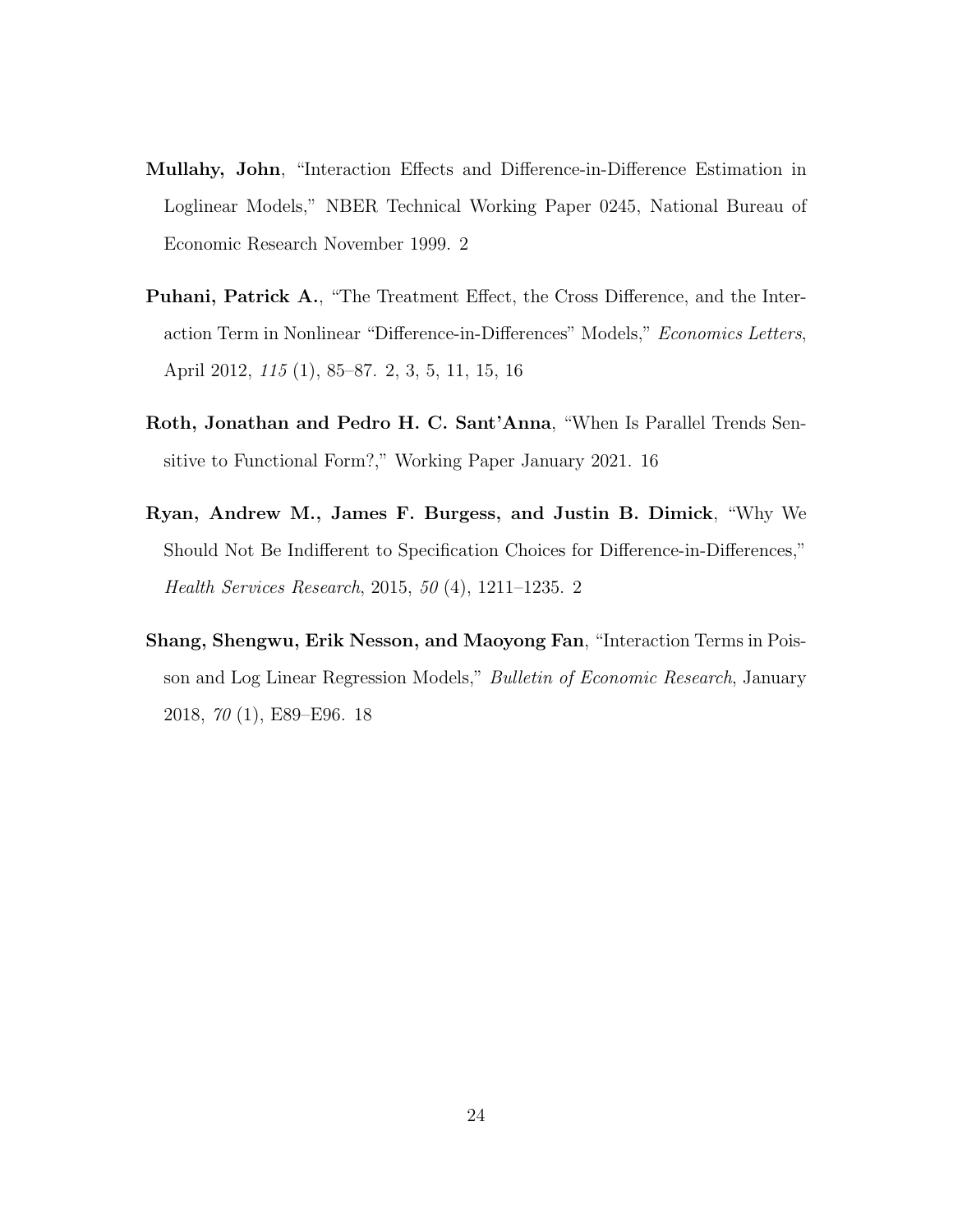**Mullahy, John**, "Interaction Effects and Difference-in-Difference Estimation in Loglinear Models," NBER Technical Working Paper 0245, National Bureau of Economic Research November 1999. 2

**Puhani, Patrick A.**, "The Treatment Effect, the Cross Difference, and the Interaction Term in Nonlinear "Difference-in-Differences" Models," *Economics Letters*, April 2012, *115* (1), 85–87. 2, 3, 5, 11, 15, 16

**Roth, Jonathan and Pedro H. C. Sant'Anna**, "When Is Parallel Trends Sensitive to Functional Form?," Working Paper January 2021. 16

**Ryan, Andrew M., James F. Burgess, and Justin B. Dimick**, "Why We Should Not Be Indifferent to Specification Choices for Difference-in-Differences," *Health Services Research*, 2015, *50* (4), 1211–1235. 2

**Shang, Shengwu, Erik Nesson, and Maoyong Fan**, "Interaction Terms in Poisson and Log Linear Regression Models," *Bulletin of Economic Research*, January 2018, *70* (1), E89–E96. 18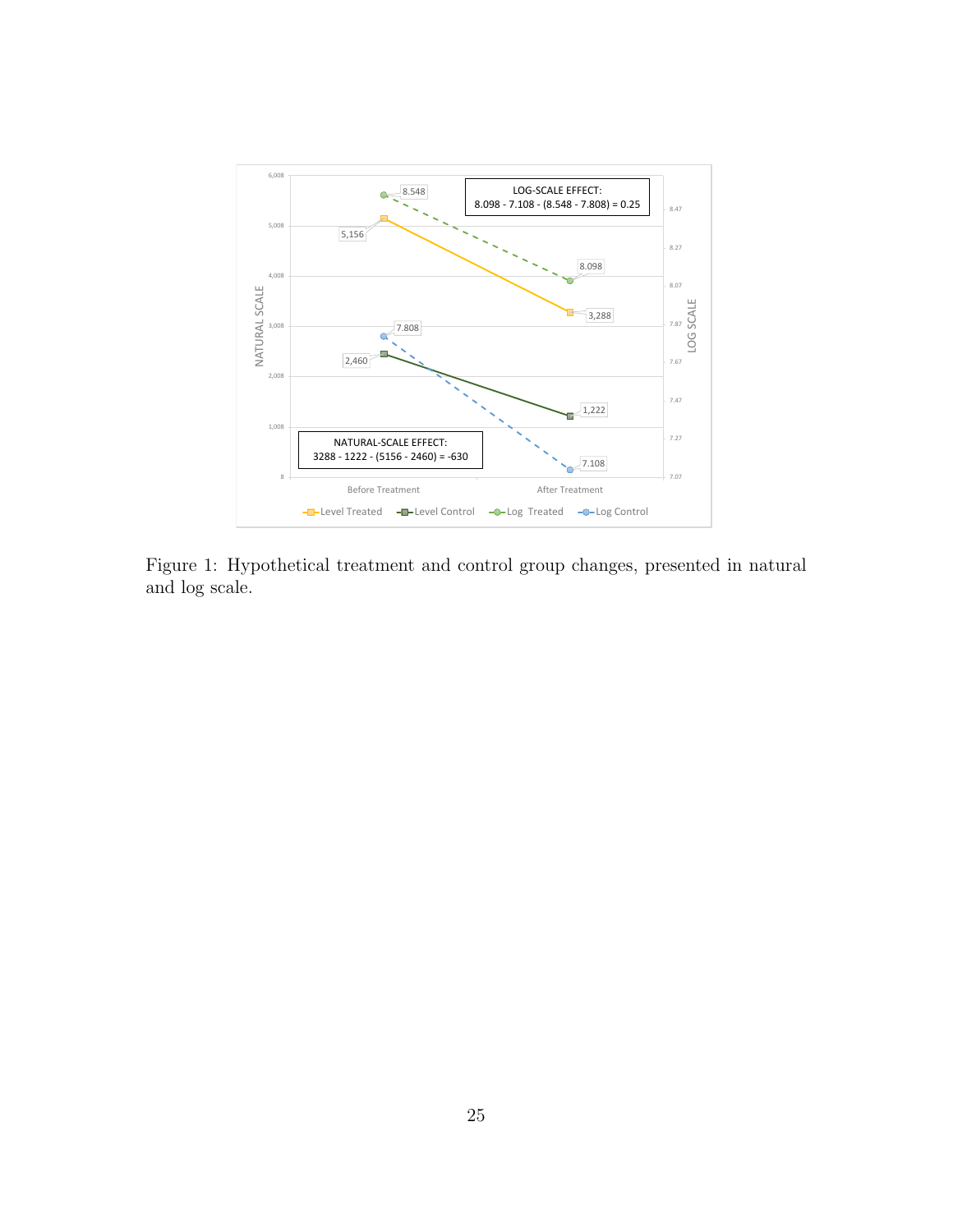LOG-SCALE EFFECT:
8.098 - 7.108 - (8.548 - 7.808) = 0.25

NATURAL-SCALE EFFECT:
3288 - 1222 - (5156 - 2460) = -630

NATURAL SCALE

LOG SCALE

6,008
5,008
4,008
3,008
2,008
1,008
8

8.47
8.27
8.07
7.87
7.67
7.47
7.27
7.07

8.548
5,156
8.098
3,288
7.808
2,460
1,222
7.108

Before Treatment
After Treatment

Level Treated
Level Control
Log Treated
Log Control

Figure 1: Hypothetical treatment and control group changes, presented in natural and log scale.